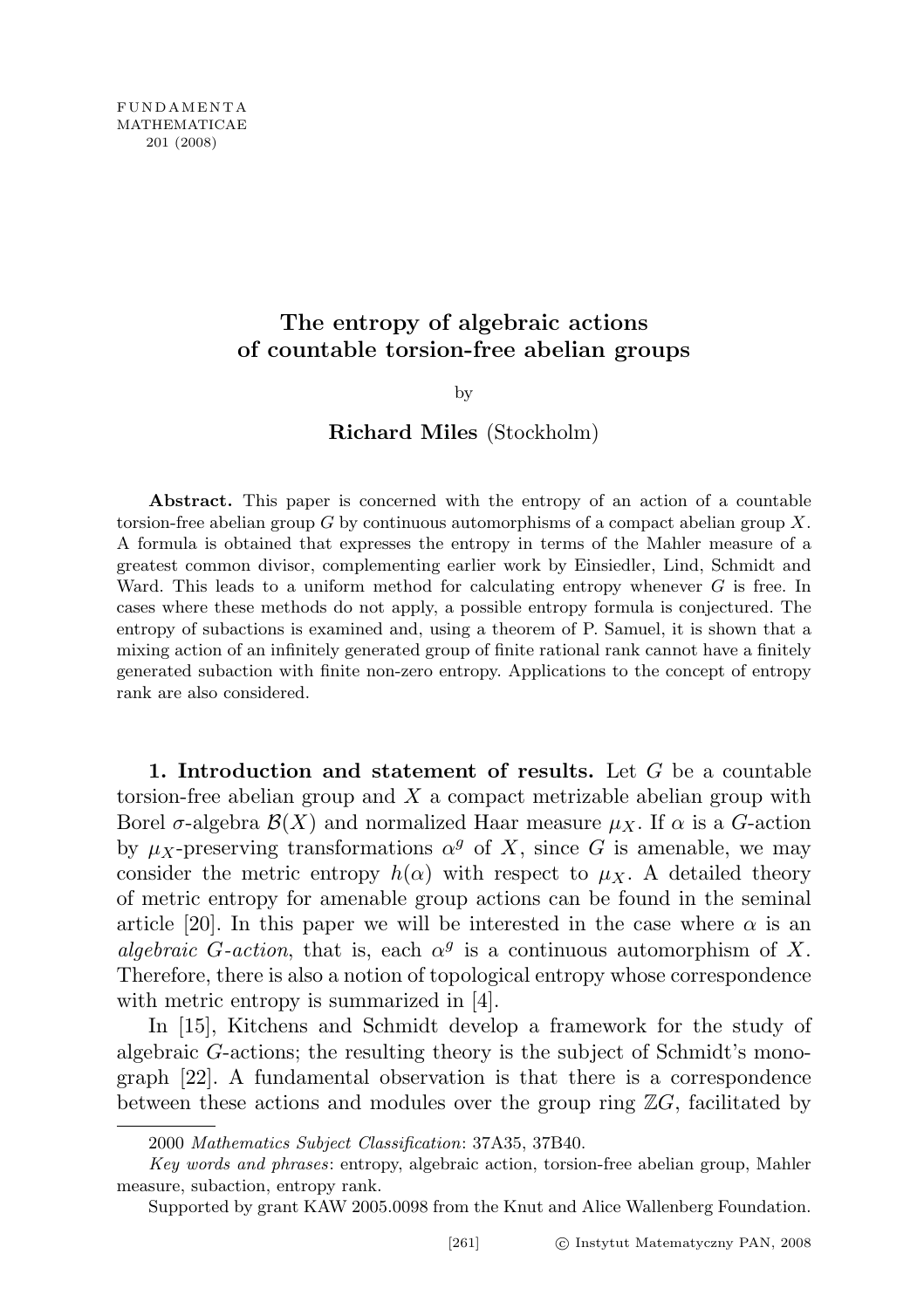# The entropy of algebraic actions of countable torsion-free abelian groups

by

**Richard Miles** (Stockholm)

**Abstract.** This paper is concerned with the entropy of an action of a countable torsion-free abelian group $G$ by continuous automorphisms of a compact abelian group $X$. A formula is obtained that expresses the entropy in terms of the Mahler measure of a greatest common divisor, complementing earlier work by Einsiedler, Lind, Schmidt and Ward. This leads to a uniform method for calculating entropy whenever $G$ is free. In cases where these methods do not apply, a possible entropy formula is conjectured. The entropy of subactions is examined and, using a theorem of P. Samuel, it is shown that a mixing action of an infinitely generated group of finite rational rank cannot have a finitely generated subaction with finite non-zero entropy. Applications to the concept of entropy rank are also considered.

**1. Introduction and statement of results.** Let $G$ be a countable torsion-free abelian group and $X$ a compact metrizable abelian group with Borel $\sigma$-algebra $\mathcal{B}(X)$ and normalized Haar measure $\mu_X$. If $\alpha$ is a $G$-action by $\mu_X$-preserving transformations $\alpha^g$ of $X$, since $G$ is amenable, we may consider the metric entropy $h(\alpha)$ with respect to $\mu_X$. A detailed theory of metric entropy for amenable group actions can be found in the seminal article [20]. In this paper we will be interested in the case where $\alpha$ is an *algebraic $G$-action*, that is, each $\alpha^g$ is a continuous automorphism of $X$. Therefore, there is also a notion of topological entropy whose correspondence with metric entropy is summarized in [4].

In [15], Kitchens and Schmidt develop a framework for the study of algebraic $G$-actions; the resulting theory is the subject of Schmidt's monograph [22]. A fundamental observation is that there is a correspondence between these actions and modules over the group ring $\mathbb{Z}G$, facilitated by

2000 *Mathematics Subject Classification*: 37A35, 37B40.

*Key words and phrases*: entropy, algebraic action, torsion-free abelian group, Mahler measure, subaction, entropy rank.

Supported by grant KAW 2005.0098 from the Knut and Alice Wallenberg Foundation.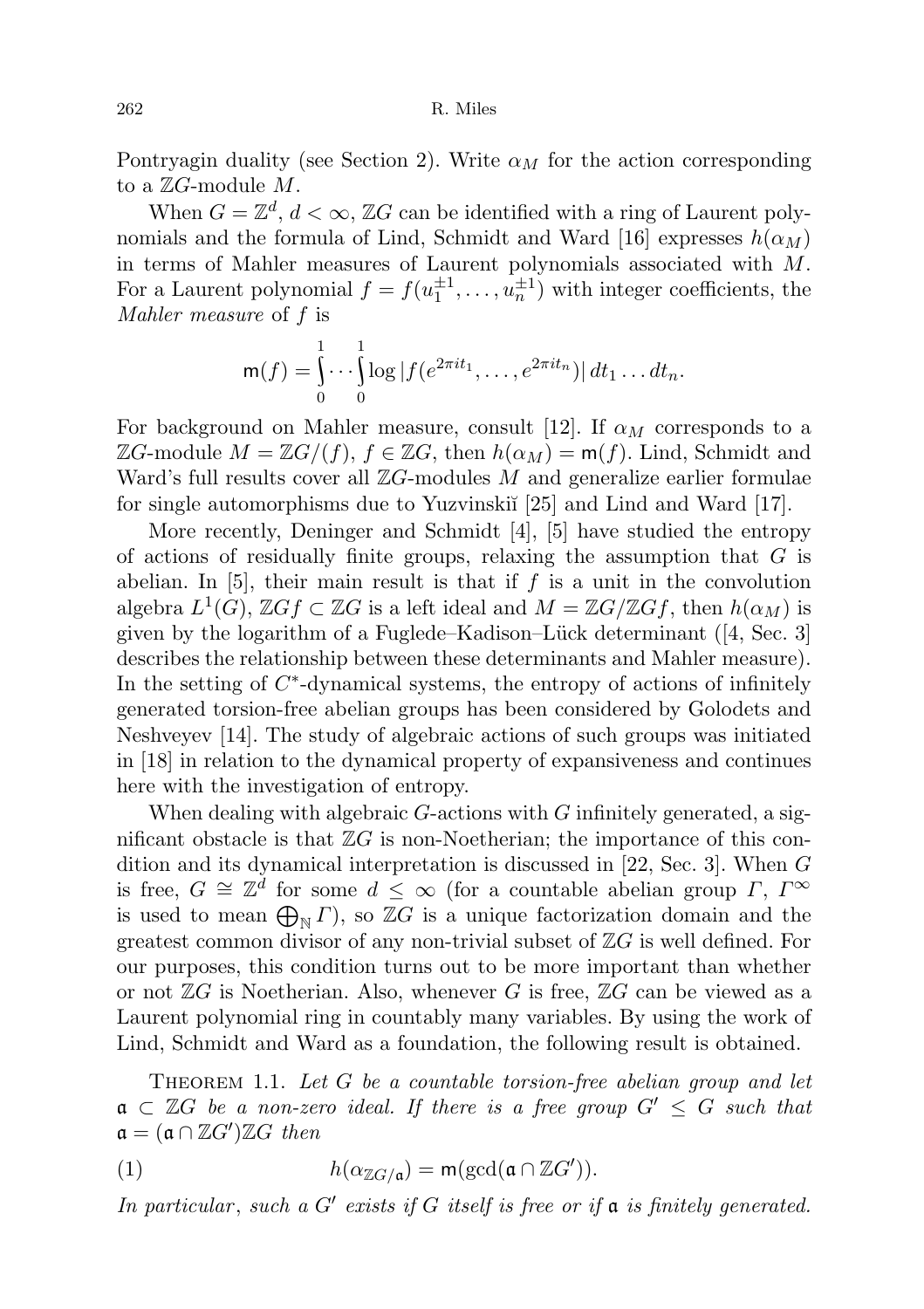Pontryagin duality (see Section 2). Write $\alpha_M$ for the action corresponding to a $\mathbb{Z}G$-module $M$.

When $G = \mathbb{Z}^d$, $d < \infty$, $\mathbb{Z}G$ can be identified with a ring of Laurent polynomials and the formula of Lind, Schmidt and Ward [16] expresses $h(\alpha_M)$ in terms of Mahler measures of Laurent polynomials associated with $M$. For a Laurent polynomial $f = f(u_1^{\pm 1}, \ldots, u_n^{\pm 1})$ with integer coefficients, the *Mahler measure* of $f$ is

$$\mathsf{m}(f) = \int_0^1 \cdots \int_0^1 \log |f(e^{2\pi i t_1}, \ldots, e^{2\pi i t_n})| \, dt_1 \ldots dt_n.$$

For background on Mahler measure, consult [12]. If $\alpha_M$ corresponds to a $\mathbb{Z}G$-module $M = \mathbb{Z}G/(f)$, $f \in \mathbb{Z}G$, then $h(\alpha_M) = \mathsf{m}(f)$. Lind, Schmidt and Ward's full results cover all $\mathbb{Z}G$-modules $M$ and generalize earlier formulae for single automorphisms due to Yuzvinskiĭ [25] and Lind and Ward [17].

More recently, Deninger and Schmidt [4], [5] have studied the entropy of actions of residually finite groups, relaxing the assumption that $G$ is abelian. In [5], their main result is that if $f$ is a unit in the convolution algebra $L^1(G)$, $\mathbb{Z}Gf \subset \mathbb{Z}G$ is a left ideal and $M = \mathbb{Z}G/\mathbb{Z}Gf$, then $h(\alpha_M)$ is given by the logarithm of a Fuglede–Kadison–Lück determinant ([4, Sec. 3] describes the relationship between these determinants and Mahler measure). In the setting of $C^*$-dynamical systems, the entropy of actions of infinitely generated torsion-free abelian groups has been considered by Golodets and Neshveyev [14]. The study of algebraic actions of such groups was initiated in [18] in relation to the dynamical property of expansiveness and continues here with the investigation of entropy.

When dealing with algebraic $G$-actions with $G$ infinitely generated, a significant obstacle is that $\mathbb{Z}G$ is non-Noetherian; the importance of this condition and its dynamical interpretation is discussed in [22, Sec. 3]. When $G$ is free, $G \cong \mathbb{Z}^d$ for some $d \leq \infty$ (for a countable abelian group $\Gamma$, $\Gamma^\infty$ is used to mean $\bigoplus_{\mathbb{N}} \Gamma$), so $\mathbb{Z}G$ is a unique factorization domain and the greatest common divisor of any non-trivial subset of $\mathbb{Z}G$ is well defined. For our purposes, this condition turns out to be more important than whether or not $\mathbb{Z}G$ is Noetherian. Also, whenever $G$ is free, $\mathbb{Z}G$ can be viewed as a Laurent polynomial ring in countably many variables. By using the work of Lind, Schmidt and Ward as a foundation, the following result is obtained.

Theorem 1.1. *Let $G$ be a countable torsion-free abelian group and let $\mathfrak{a} \subset \mathbb{Z}G$ be a non-zero ideal. If there is a free group $G' \leq G$ such that $\mathfrak{a} = (\mathfrak{a} \cap \mathbb{Z}G')\mathbb{Z}G$ then*

$$h(\alpha_{\mathbb{Z}G/\mathfrak{a}}) = \mathsf{m}(\gcd(\mathfrak{a} \cap \mathbb{Z}G')). \tag{1}$$

*In particular, such a $G'$ exists if $G$ itself is free or if $\mathfrak{a}$ is finitely generated.*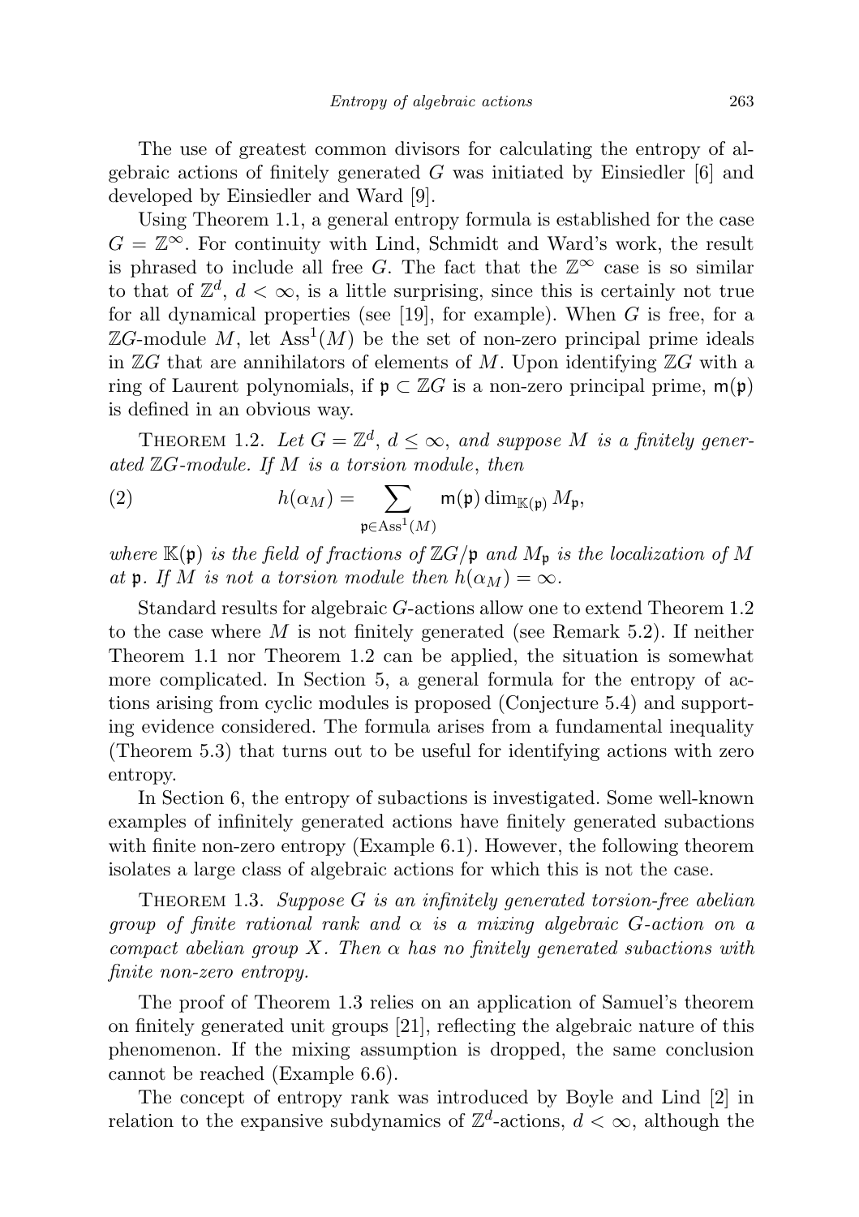The use of greatest common divisors for calculating the entropy of algebraic actions of finitely generated $G$ was initiated by Einsiedler [6] and developed by Einsiedler and Ward [9].

Using Theorem 1.1, a general entropy formula is established for the case $G = \mathbb{Z}^\infty$. For continuity with Lind, Schmidt and Ward's work, the result is phrased to include all free $G$. The fact that the $\mathbb{Z}^\infty$ case is so similar to that of $\mathbb{Z}^d$, $d < \infty$, is a little surprising, since this is certainly not true for all dynamical properties (see [19], for example). When $G$ is free, for a $\mathbb{Z}G$-module $M$, let $\mathrm{Ass}^1(M)$ be the set of non-zero principal prime ideals in $\mathbb{Z}G$ that are annihilators of elements of $M$. Upon identifying $\mathbb{Z}G$ with a ring of Laurent polynomials, if $\mathfrak{p} \subset \mathbb{Z}G$ is a non-zero principal prime, $\mathsf{m}(\mathfrak{p})$ is defined in an obvious way.

Theorem 1.2. *Let $G = \mathbb{Z}^d$, $d \leq \infty$, and suppose $M$ is a finitely generated $\mathbb{Z}G$-module. If $M$ is a torsion module, then*

$$h(\alpha_M) = \sum_{\mathfrak{p} \in \mathrm{Ass}^1(M)} \mathsf{m}(\mathfrak{p}) \dim_{\mathbb{K}(\mathfrak{p})} M_{\mathfrak{p}}, \tag{2}$$

*where $\mathbb{K}(\mathfrak{p})$ is the field of fractions of $\mathbb{Z}G/\mathfrak{p}$ and $M_{\mathfrak{p}}$ is the localization of $M$ at $\mathfrak{p}$. If $M$ is not a torsion module then $h(\alpha_M) = \infty$.*

Standard results for algebraic $G$-actions allow one to extend Theorem 1.2 to the case where $M$ is not finitely generated (see Remark 5.2). If neither Theorem 1.1 nor Theorem 1.2 can be applied, the situation is somewhat more complicated. In Section 5, a general formula for the entropy of actions arising from cyclic modules is proposed (Conjecture 5.4) and supporting evidence considered. The formula arises from a fundamental inequality (Theorem 5.3) that turns out to be useful for identifying actions with zero entropy.

In Section 6, the entropy of subactions is investigated. Some well-known examples of infinitely generated actions have finitely generated subactions with finite non-zero entropy (Example 6.1). However, the following theorem isolates a large class of algebraic actions for which this is not the case.

Theorem 1.3. *Suppose $G$ is an infinitely generated torsion-free abelian group of finite rational rank and $\alpha$ is a mixing algebraic $G$-action on a compact abelian group $X$. Then $\alpha$ has no finitely generated subactions with finite non-zero entropy.*

The proof of Theorem 1.3 relies on an application of Samuel's theorem on finitely generated unit groups [21], reflecting the algebraic nature of this phenomenon. If the mixing assumption is dropped, the same conclusion cannot be reached (Example 6.6).

The concept of entropy rank was introduced by Boyle and Lind [2] in relation to the expansive subdynamics of $\mathbb{Z}^d$-actions, $d < \infty$, although the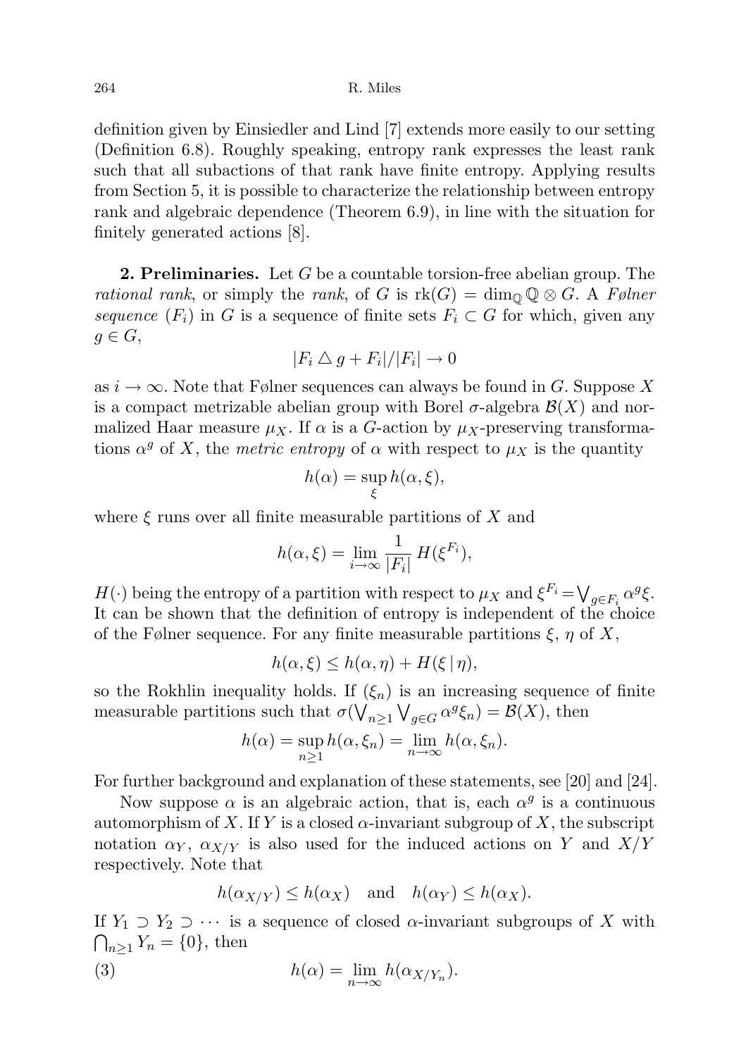definition given by Einsiedler and Lind [7] extends more easily to our setting (Definition 6.8). Roughly speaking, entropy rank expresses the least rank such that all subactions of that rank have finite entropy. Applying results from Section 5, it is possible to characterize the relationship between entropy rank and algebraic dependence (Theorem 6.9), in line with the situation for finitely generated actions [8].

**2. Preliminaries.** Let $G$ be a countable torsion-free abelian group. The *rational rank*, or simply the *rank*, of $G$ is $\mathrm{rk}(G) = \dim_{\mathbb{Q}} \mathbb{Q} \otimes G$. A *Følner sequence* $(F_i)$ in $G$ is a sequence of finite sets $F_i \subset G$ for which, given any $g \in G$,

$$|F_i \triangle g + F_i|/|F_i| \to 0$$

as $i \to \infty$. Note that Følner sequences can always be found in $G$. Suppose $X$ is a compact metrizable abelian group with Borel $\sigma$-algebra $\mathcal{B}(X)$ and normalized Haar measure $\mu_X$. If $\alpha$ is a $G$-action by $\mu_X$-preserving transformations $\alpha^g$ of $X$, the *metric entropy* of $\alpha$ with respect to $\mu_X$ is the quantity

$$h(\alpha) = \sup_{\xi} h(\alpha, \xi),$$

where $\xi$ runs over all finite measurable partitions of $X$ and

$$h(\alpha, \xi) = \lim_{i\to\infty} \frac{1}{|F_i|} H(\xi^{F_i}),$$

$H(\cdot)$ being the entropy of a partition with respect to $\mu_X$ and $\xi^{F_i} = \bigvee_{g\in F_i} \alpha^g \xi$. It can be shown that the definition of entropy is independent of the choice of the Følner sequence. For any finite measurable partitions $\xi$, $\eta$ of $X$,

$$h(\alpha, \xi) \le h(\alpha, \eta) + H(\xi \,|\, \eta),$$

so the Rokhlin inequality holds. If $(\xi_n)$ is an increasing sequence of finite measurable partitions such that $\sigma(\bigvee_{n\ge 1} \bigvee_{g\in G} \alpha^g \xi_n) = \mathcal{B}(X)$, then

$$h(\alpha) = \sup_{n\ge 1} h(\alpha, \xi_n) = \lim_{n\to\infty} h(\alpha, \xi_n).$$

For further background and explanation of these statements, see [20] and [24].

Now suppose $\alpha$ is an algebraic action, that is, each $\alpha^g$ is a continuous automorphism of $X$. If $Y$ is a closed $\alpha$-invariant subgroup of $X$, the subscript notation $\alpha_Y$, $\alpha_{X/Y}$ is also used for the induced actions on $Y$ and $X/Y$ respectively. Note that

$$h(\alpha_{X/Y}) \le h(\alpha_X) \quad \text{and} \quad h(\alpha_Y) \le h(\alpha_X).$$

If $Y_1 \supset Y_2 \supset \cdots$ is a sequence of closed $\alpha$-invariant subgroups of $X$ with $\bigcap_{n\ge 1} Y_n = \{0\}$, then

$$h(\alpha) = \lim_{n\to\infty} h(\alpha_{X/Y_n}). \tag{3}$$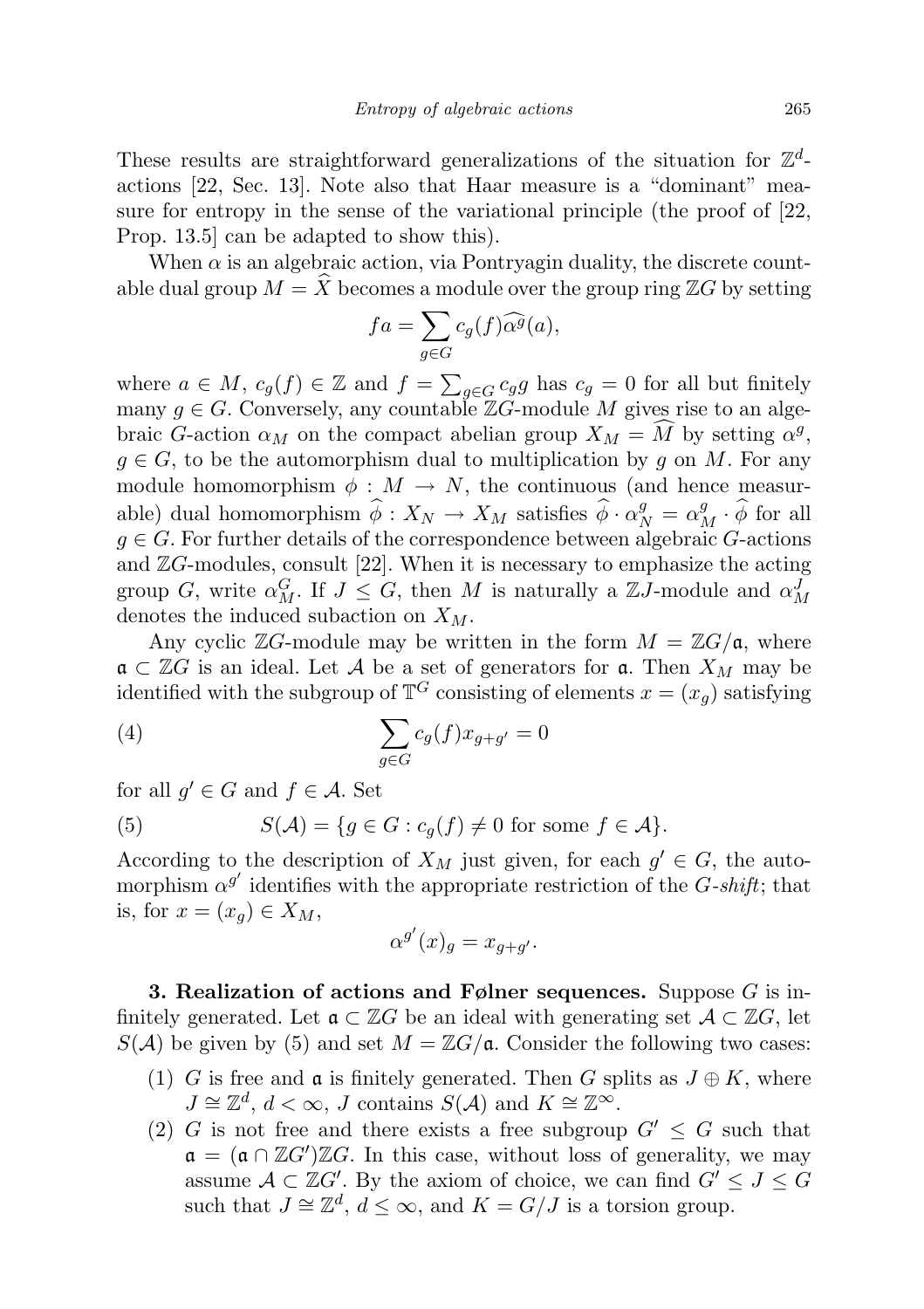These results are straightforward generalizations of the situation for $\mathbb{Z}^d$-actions [22, Sec. 13]. Note also that Haar measure is a "dominant" measure for entropy in the sense of the variational principle (the proof of [22, Prop. 13.5] can be adapted to show this).

When $\alpha$ is an algebraic action, via Pontryagin duality, the discrete countable dual group $M = \widehat{X}$ becomes a module over the group ring $\mathbb{Z}G$ by setting

$$fa = \sum_{g \in G} c_g(f) \widehat{\alpha^g}(a),$$

where $a \in M$, $c_g(f) \in \mathbb{Z}$ and $f = \sum_{g \in G} c_g g$ has $c_g = 0$ for all but finitely many $g \in G$. Conversely, any countable $\mathbb{Z}G$-module $M$ gives rise to an algebraic $G$-action $\alpha_M$ on the compact abelian group $X_M = \widehat{M}$ by setting $\alpha^g$, $g \in G$, to be the automorphism dual to multiplication by $g$ on $M$. For any module homomorphism $\phi : M \to N$, the continuous (and hence measurable) dual homomorphism $\widehat{\phi} : X_N \to X_M$ satisfies $\widehat{\phi} \cdot \alpha_N^g = \alpha_M^g \cdot \widehat{\phi}$ for all $g \in G$. For further details of the correspondence between algebraic $G$-actions and $\mathbb{Z}G$-modules, consult [22]. When it is necessary to emphasize the acting group $G$, write $\alpha_M^G$. If $J \leq G$, then $M$ is naturally a $\mathbb{Z}J$-module and $\alpha_M^J$ denotes the induced subaction on $X_M$.

Any cyclic $\mathbb{Z}G$-module may be written in the form $M = \mathbb{Z}G/\mathfrak{a}$, where $\mathfrak{a} \subset \mathbb{Z}G$ is an ideal. Let $\mathcal{A}$ be a set of generators for $\mathfrak{a}$. Then $X_M$ may be identified with the subgroup of $\mathbb{T}^G$ consisting of elements $x = (x_g)$ satisfying

$$\sum_{g \in G} c_g(f) x_{g+g'} = 0 \tag{4}$$

for all $g' \in G$ and $f \in \mathcal{A}$. Set

$$S(\mathcal{A}) = \{g \in G : c_g(f) \neq 0 \text{ for some } f \in \mathcal{A}\}. \tag{5}$$

According to the description of $X_M$ just given, for each $g' \in G$, the automorphism $\alpha^{g'}$ identifies with the appropriate restriction of the $G$-*shift*; that is, for $x = (x_g) \in X_M$,

$$\alpha^{g'}(x)_g = x_{g+g'}.$$

**3. Realization of actions and Følner sequences.** Suppose $G$ is infinitely generated. Let $\mathfrak{a} \subset \mathbb{Z}G$ be an ideal with generating set $\mathcal{A} \subset \mathbb{Z}G$, let $S(\mathcal{A})$ be given by (5) and set $M = \mathbb{Z}G/\mathfrak{a}$. Consider the following two cases:

1. $G$ is free and $\mathfrak{a}$ is finitely generated. Then $G$ splits as $J \oplus K$, where $J \cong \mathbb{Z}^d$, $d < \infty$, $J$ contains $S(\mathcal{A})$ and $K \cong \mathbb{Z}^\infty$.
2. $G$ is not free and there exists a free subgroup $G' \leq G$ such that $\mathfrak{a} = (\mathfrak{a} \cap \mathbb{Z}G')\mathbb{Z}G$. In this case, without loss of generality, we may assume $\mathcal{A} \subset \mathbb{Z}G'$. By the axiom of choice, we can find $G' \leq J \leq G$ such that $J \cong \mathbb{Z}^d$, $d \leq \infty$, and $K = G/J$ is a torsion group.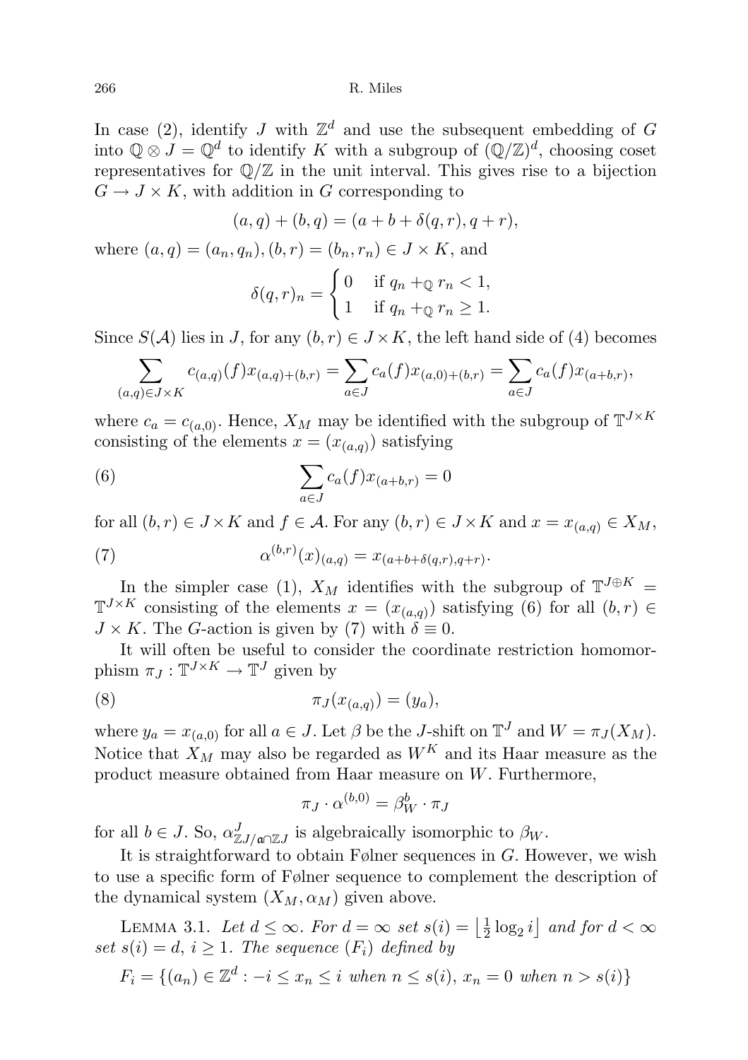In case (2), identify $J$ with $\mathbb{Z}^d$ and use the subsequent embedding of $G$ into $\mathbb{Q} \otimes J = \mathbb{Q}^d$ to identify $K$ with a subgroup of $(\mathbb{Q}/\mathbb{Z})^d$, choosing coset representatives for $\mathbb{Q}/\mathbb{Z}$ in the unit interval. This gives rise to a bijection $G \to J \times K$, with addition in $G$ corresponding to

$$(a, q) + (b, q) = (a + b + \delta(q, r), q + r),$$

where $(a, q) = (a_n, q_n), (b, r) = (b_n, r_n) \in J \times K$, and

$$\delta(q, r)_n = \begin{cases} 0 & \text{if } q_n +_{\mathbb{Q}} r_n < 1, \\ 1 & \text{if } q_n +_{\mathbb{Q}} r_n \geq 1. \end{cases}$$

Since $S(\mathcal{A})$ lies in $J$, for any $(b, r) \in J \times K$, the left hand side of (4) becomes

$$\sum_{(a,q) \in J \times K} c_{(a,q)}(f) x_{(a,q)+(b,r)} = \sum_{a \in J} c_a(f) x_{(a,0)+(b,r)} = \sum_{a \in J} c_a(f) x_{(a+b,r)},$$

where $c_a = c_{(a,0)}$. Hence, $X_M$ may be identified with the subgroup of $\mathbb{T}^{J \times K}$ consisting of the elements $x = (x_{(a,q)})$ satisfying

$$\sum_{a \in J} c_a(f) x_{(a+b,r)} = 0 \tag{6}$$

for all $(b, r) \in J \times K$ and $f \in \mathcal{A}$. For any $(b, r) \in J \times K$ and $x = x_{(a,q)} \in X_M$,

$$\alpha^{(b,r)}(x)_{(a,q)} = x_{(a+b+\delta(q,r),q+r)}. \tag{7}$$

In the simpler case (1), $X_M$ identifies with the subgroup of $\mathbb{T}^{J \oplus K} = \mathbb{T}^{J \times K}$ consisting of the elements $x = (x_{(a,q)})$ satisfying (6) for all $(b, r) \in J \times K$. The $G$-action is given by (7) with $\delta \equiv 0$.

It will often be useful to consider the coordinate restriction homomorphism $\pi_J : \mathbb{T}^{J \times K} \to \mathbb{T}^J$ given by

$$\pi_J(x_{(a,q)}) = (y_a), \tag{8}$$

where $y_a = x_{(a,0)}$ for all $a \in J$. Let $\beta$ be the $J$-shift on $\mathbb{T}^J$ and $W = \pi_J(X_M)$. Notice that $X_M$ may also be regarded as $W^K$ and its Haar measure as the product measure obtained from Haar measure on $W$. Furthermore,

$$\pi_J \cdot \alpha^{(b,0)} = \beta_W^b \cdot \pi_J$$

for all $b \in J$. So, $\alpha^J_{\mathbb{Z}J/\mathfrak{a} \cap \mathbb{Z}J}$ is algebraically isomorphic to $\beta_W$.

It is straightforward to obtain Følner sequences in $G$. However, we wish to use a specific form of Følner sequence to complement the description of the dynamical system $(X_M, \alpha_M)$ given above.

Lemma 3.1. *Let $d \leq \infty$. For $d = \infty$ set $s(i) = \left\lfloor \frac{1}{2} \log_2 i \right\rfloor$ and for $d < \infty$ set $s(i) = d$, $i \geq 1$. The sequence $(F_i)$ defined by*

$$F_i = \{(a_n) \in \mathbb{Z}^d : -i \leq x_n \leq i \text{ when } n \leq s(i),\ x_n = 0 \text{ when } n > s(i)\}$$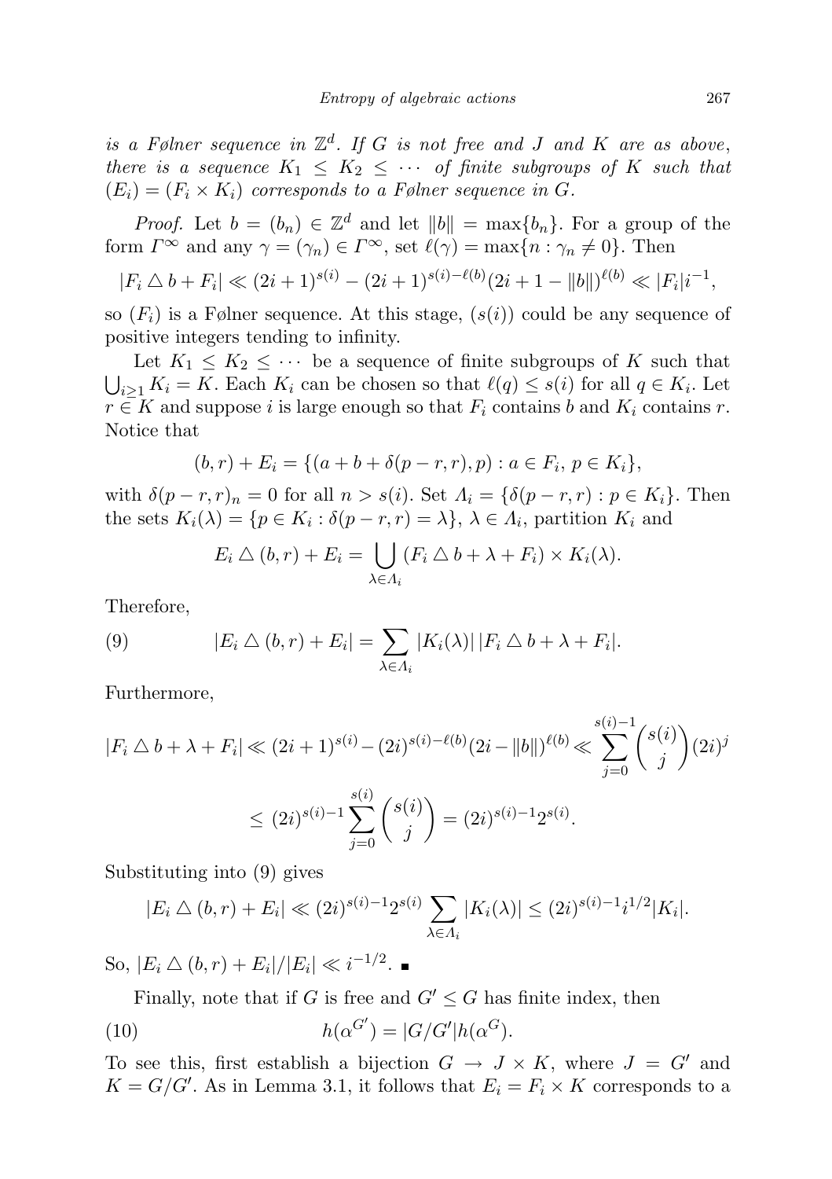*is a Følner sequence in $\mathbb{Z}^d$. If $G$ is not free and $J$ and $K$ are as above, there is a sequence $K_1 \leq K_2 \leq \cdots$ of finite subgroups of $K$ such that $(E_i) = (F_i \times K_i)$ corresponds to a Følner sequence in $G$.*

*Proof.* Let $b = (b_n) \in \mathbb{Z}^d$ and let $\|b\| = \max\{b_n\}$. For a group of the form $\Gamma^\infty$ and any $\gamma = (\gamma_n) \in \Gamma^\infty$, set $\ell(\gamma) = \max\{n : \gamma_n \neq 0\}$. Then

$$|F_i \triangle b + F_i| \ll (2i+1)^{s(i)} - (2i+1)^{s(i)-\ell(b)}(2i+1-\|b\|)^{\ell(b)} \ll |F_i| i^{-1},$$

so $(F_i)$ is a Følner sequence. At this stage, $(s(i))$ could be any sequence of positive integers tending to infinity.

Let $K_1 \leq K_2 \leq \cdots$ be a sequence of finite subgroups of $K$ such that $\bigcup_{i\geq 1} K_i = K$. Each $K_i$ can be chosen so that $\ell(q) \leq s(i)$ for all $q \in K_i$. Let $r \in K$ and suppose $i$ is large enough so that $F_i$ contains $b$ and $K_i$ contains $r$. Notice that

$$(b,r) + E_i = \{(a + b + \delta(p-r,r), p) : a \in F_i,\, p \in K_i\},$$

with $\delta(p-r,r)_n = 0$ for all $n > s(i)$. Set $\Lambda_i = \{\delta(p-r,r) : p \in K_i\}$. Then the sets $K_i(\lambda) = \{p \in K_i : \delta(p-r,r) = \lambda\}$, $\lambda \in \Lambda_i$, partition $K_i$ and

$$E_i \triangle (b,r) + E_i = \bigcup_{\lambda \in \Lambda_i} (F_i \triangle b + \lambda + F_i) \times K_i(\lambda).$$

Therefore,

$$|E_i \triangle (b,r) + E_i| = \sum_{\lambda \in \Lambda_i} |K_i(\lambda)|\, |F_i \triangle b + \lambda + F_i|. \tag{9}$$

Furthermore,

$$|F_i \triangle b + \lambda + F_i| \ll (2i+1)^{s(i)} - (2i)^{s(i)-\ell(b)}(2i - \|b\|)^{\ell(b)} \ll \sum_{j=0}^{s(i)-1} \binom{s(i)}{j} (2i)^j$$
$$\leq (2i)^{s(i)-1} \sum_{j=0}^{s(i)} \binom{s(i)}{j} = (2i)^{s(i)-1} 2^{s(i)}.$$

Substituting into (9) gives

$$|E_i \triangle (b,r) + E_i| \ll (2i)^{s(i)-1} 2^{s(i)} \sum_{\lambda \in \Lambda_i} |K_i(\lambda)| \leq (2i)^{s(i)-1} i^{1/2} |K_i|.$$

So, $|E_i \triangle (b,r) + E_i|/|E_i| \ll i^{-1/2}$. ∎

Finally, note that if $G$ is free and $G' \leq G$ has finite index, then

$$h(\alpha^{G'}) = |G/G'| h(\alpha^G). \tag{10}$$

To see this, first establish a bijection $G \to J \times K$, where $J = G'$ and $K = G/G'$. As in Lemma 3.1, it follows that $E_i = F_i \times K$ corresponds to a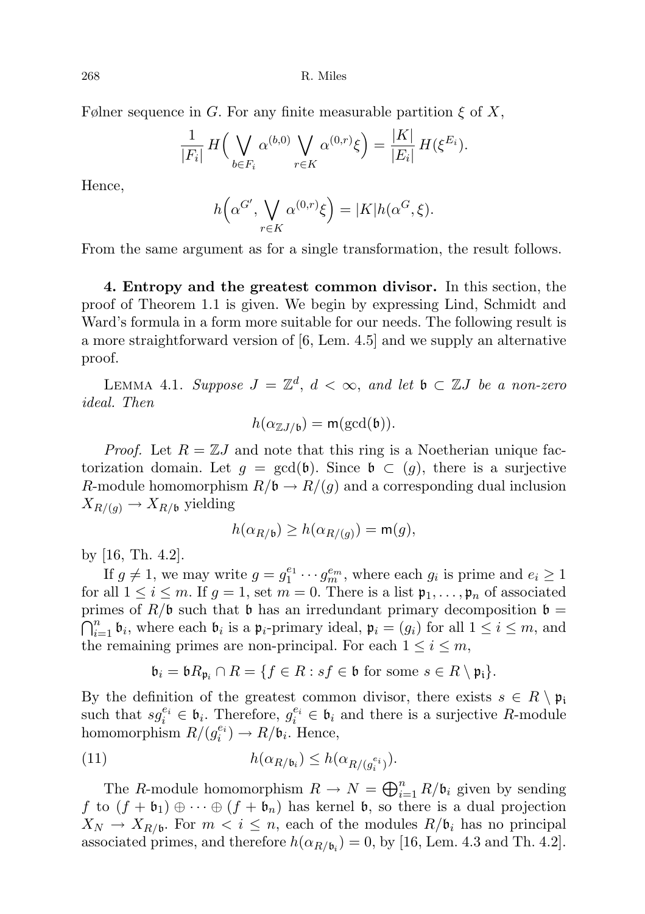Følner sequence in $G$. For any finite measurable partition $\xi$ of $X$,

$$\frac{1}{|F_i|} H\Big( \bigvee_{b \in F_i} \alpha^{(b,0)} \bigvee_{r \in K} \alpha^{(0,r)} \xi \Big) = \frac{|K|}{|E_i|} H(\xi^{E_i}).$$

Hence,

$$h\Big(\alpha^{G'}, \bigvee_{r \in K} \alpha^{(0,r)} \xi \Big) = |K| h(\alpha^G, \xi).$$

From the same argument as for a single transformation, the result follows.

**4. Entropy and the greatest common divisor.** In this section, the proof of Theorem 1.1 is given. We begin by expressing Lind, Schmidt and Ward's formula in a form more suitable for our needs. The following result is a more straightforward version of [6, Lem. 4.5] and we supply an alternative proof.

Lemma 4.1. *Suppose $J = \mathbb{Z}^d$, $d < \infty$, and let $\mathfrak{b} \subset \mathbb{Z}J$ be a non-zero ideal. Then*

$$h(\alpha_{\mathbb{Z}J/\mathfrak{b}}) = \mathsf{m}(\gcd(\mathfrak{b})).$$

*Proof.* Let $R = \mathbb{Z}J$ and note that this ring is a Noetherian unique factorization domain. Let $g = \gcd(\mathfrak{b})$. Since $\mathfrak{b} \subset (g)$, there is a surjective $R$-module homomorphism $R/\mathfrak{b} \to R/(g)$ and a corresponding dual inclusion $X_{R/(g)} \to X_{R/\mathfrak{b}}$ yielding

$$h(\alpha_{R/\mathfrak{b}}) \geq h(\alpha_{R/(g)}) = \mathsf{m}(g),$$

by [16, Th. 4.2].

If $g \neq 1$, we may write $g = g_1^{e_1} \cdots g_m^{e_m}$, where each $g_i$ is prime and $e_i \geq 1$ for all $1 \leq i \leq m$. If $g = 1$, set $m = 0$. There is a list $\mathfrak{p}_1, \ldots, \mathfrak{p}_n$ of associated primes of $R/\mathfrak{b}$ such that $\mathfrak{b}$ has an irredundant primary decomposition $\mathfrak{b} = \bigcap_{i=1}^n \mathfrak{b}_i$, where each $\mathfrak{b}_i$ is a $\mathfrak{p}_i$-primary ideal, $\mathfrak{p}_i = (g_i)$ for all $1 \leq i \leq m$, and the remaining primes are non-principal. For each $1 \leq i \leq m$,

$$\mathfrak{b}_i = \mathfrak{b} R_{\mathfrak{p}_i} \cap R = \{ f \in R : sf \in \mathfrak{b} \text{ for some } s \in R \setminus \mathfrak{p}_i \}.$$

By the definition of the greatest common divisor, there exists $s \in R \setminus \mathfrak{p}_i$ such that $s g_i^{e_i} \in \mathfrak{b}_i$. Therefore, $g_i^{e_i} \in \mathfrak{b}_i$ and there is a surjective $R$-module homomorphism $R/(g_i^{e_i}) \to R/\mathfrak{b}_i$. Hence,

$$h(\alpha_{R/\mathfrak{b}_i}) \leq h(\alpha_{R/(g_i^{e_i})}). \tag{11}$$

The $R$-module homomorphism $R \to N = \bigoplus_{i=1}^n R/\mathfrak{b}_i$ given by sending $f$ to $(f + \mathfrak{b}_1) \oplus \cdots \oplus (f + \mathfrak{b}_n)$ has kernel $\mathfrak{b}$, so there is a dual projection $X_N \to X_{R/\mathfrak{b}}$. For $m < i \leq n$, each of the modules $R/\mathfrak{b}_i$ has no principal associated primes, and therefore $h(\alpha_{R/\mathfrak{b}_i}) = 0$, by [16, Lem. 4.3 and Th. 4.2].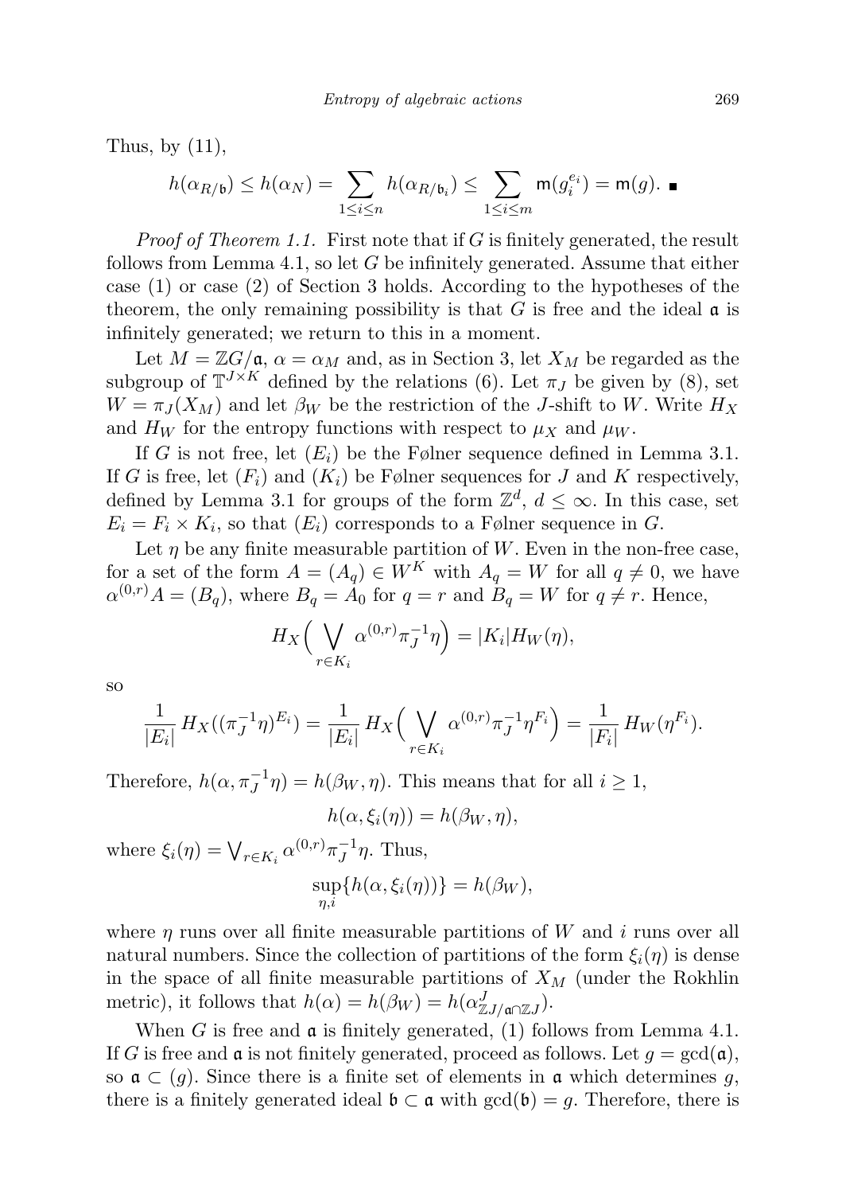Thus, by (11),

$$h(\alpha_{R/\mathfrak{b}}) \le h(\alpha_N) = \sum_{1\le i\le n} h(\alpha_{R/\mathfrak{b}_i}) \le \sum_{1\le i\le m} \mathsf{m}(g_i^{e_i}) = \mathsf{m}(g). \ \blacksquare$$

*Proof of Theorem 1.1.* First note that if $G$ is finitely generated, the result follows from Lemma 4.1, so let $G$ be infinitely generated. Assume that either case (1) or case (2) of Section 3 holds. According to the hypotheses of the theorem, the only remaining possibility is that $G$ is free and the ideal $\mathfrak{a}$ is infinitely generated; we return to this in a moment.

Let $M = \mathbb{Z}G/\mathfrak{a}$, $\alpha = \alpha_M$ and, as in Section 3, let $X_M$ be regarded as the subgroup of $\mathbb{T}^{J\times K}$ defined by the relations (6). Let $\pi_J$ be given by (8), set $W = \pi_J(X_M)$ and let $\beta_W$ be the restriction of the $J$-shift to $W$. Write $H_X$ and $H_W$ for the entropy functions with respect to $\mu_X$ and $\mu_W$.

If $G$ is not free, let $(E_i)$ be the Følner sequence defined in Lemma 3.1. If $G$ is free, let $(F_i)$ and $(K_i)$ be Følner sequences for $J$ and $K$ respectively, defined by Lemma 3.1 for groups of the form $\mathbb{Z}^d$, $d \le \infty$. In this case, set $E_i = F_i \times K_i$, so that $(E_i)$ corresponds to a Følner sequence in $G$.

Let $\eta$ be any finite measurable partition of $W$. Even in the non-free case, for a set of the form $A = (A_q) \in W^K$ with $A_q = W$ for all $q \ne 0$, we have $\alpha^{(0,r)}A = (B_q)$, where $B_q = A_0$ for $q = r$ and $B_q = W$ for $q \ne r$. Hence,

$$H_X\Big(\bigvee_{r\in K_i} \alpha^{(0,r)}\pi_J^{-1}\eta\Big) = |K_i| H_W(\eta),$$

so

$$\frac{1}{|E_i|}\, H_X((\pi_J^{-1}\eta)^{E_i}) = \frac{1}{|E_i|}\, H_X\Big(\bigvee_{r\in K_i} \alpha^{(0,r)}\pi_J^{-1}\eta^{F_i}\Big) = \frac{1}{|F_i|}\, H_W(\eta^{F_i}).$$

Therefore, $h(\alpha, \pi_J^{-1}\eta) = h(\beta_W, \eta)$. This means that for all $i \ge 1$,

$$h(\alpha, \xi_i(\eta)) = h(\beta_W, \eta),$$

where $\xi_i(\eta) = \bigvee_{r\in K_i} \alpha^{(0,r)}\pi_J^{-1}\eta$. Thus,

$$\sup_{\eta,i}\{h(\alpha, \xi_i(\eta))\} = h(\beta_W),$$

where $\eta$ runs over all finite measurable partitions of $W$ and $i$ runs over all natural numbers. Since the collection of partitions of the form $\xi_i(\eta)$ is dense in the space of all finite measurable partitions of $X_M$ (under the Rokhlin metric), it follows that $h(\alpha) = h(\beta_W) = h(\alpha^J_{\mathbb{Z}J/\mathfrak{a}\cap\mathbb{Z}J})$.

When $G$ is free and $\mathfrak{a}$ is finitely generated, (1) follows from Lemma 4.1. If $G$ is free and $\mathfrak{a}$ is not finitely generated, proceed as follows. Let $g = \gcd(\mathfrak{a})$, so $\mathfrak{a} \subset (g)$. Since there is a finite set of elements in $\mathfrak{a}$ which determines $g$, there is a finitely generated ideal $\mathfrak{b} \subset \mathfrak{a}$ with $\gcd(\mathfrak{b}) = g$. Therefore, there is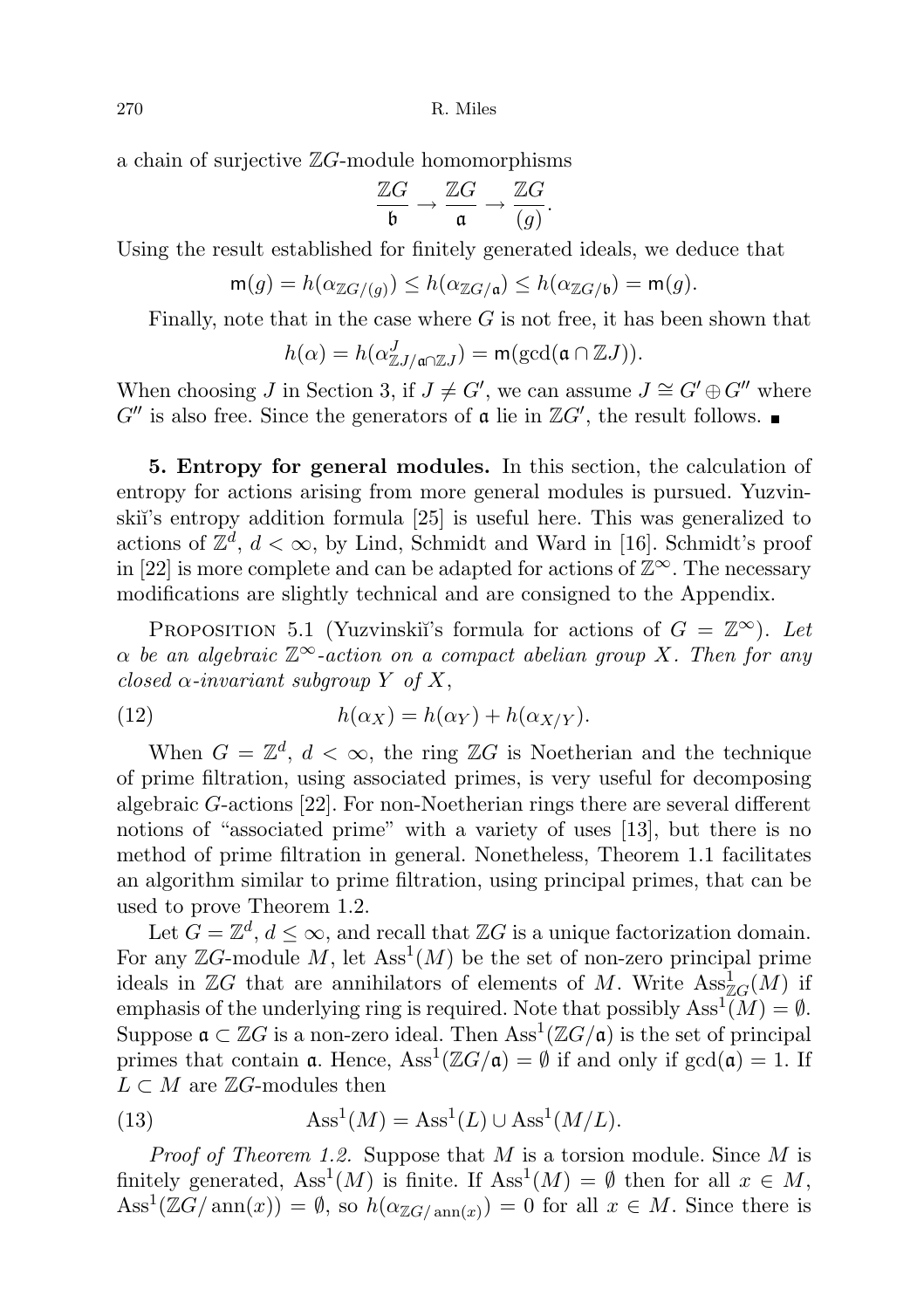a chain of surjective $\mathbb{Z}G$-module homomorphisms

$$\frac{\mathbb{Z}G}{\mathfrak{b}} \to \frac{\mathbb{Z}G}{\mathfrak{a}} \to \frac{\mathbb{Z}G}{(g)}.$$

Using the result established for finitely generated ideals, we deduce that

$$\mathsf{m}(g) = h(\alpha_{\mathbb{Z}G/(g)}) \leq h(\alpha_{\mathbb{Z}G/\mathfrak{a}}) \leq h(\alpha_{\mathbb{Z}G/\mathfrak{b}}) = \mathsf{m}(g).$$

Finally, note that in the case where $G$ is not free, it has been shown that

$$h(\alpha) = h(\alpha^J_{\mathbb{Z}J/\mathfrak{a}\cap\mathbb{Z}J}) = \mathsf{m}(\gcd(\mathfrak{a} \cap \mathbb{Z}J)).$$

When choosing $J$ in Section 3, if $J \neq G'$, we can assume $J \cong G' \oplus G''$ where $G''$ is also free. Since the generators of $\mathfrak{a}$ lie in $\mathbb{Z}G'$, the result follows. ∎

**5. Entropy for general modules.** In this section, the calculation of entropy for actions arising from more general modules is pursued. Yuzvinskiĭ's entropy addition formula [25] is useful here. This was generalized to actions of $\mathbb{Z}^d$, $d < \infty$, by Lind, Schmidt and Ward in [16]. Schmidt's proof in [22] is more complete and can be adapted for actions of $\mathbb{Z}^\infty$. The necessary modifications are slightly technical and are consigned to the Appendix.

Proposition 5.1 (Yuzvinskiĭ's formula for actions of $G = \mathbb{Z}^\infty$). *Let $\alpha$ be an algebraic $\mathbb{Z}^\infty$-action on a compact abelian group $X$. Then for any closed $\alpha$-invariant subgroup $Y$ of $X$,*

$$h(\alpha_X) = h(\alpha_Y) + h(\alpha_{X/Y}). \tag{12}$$

When $G = \mathbb{Z}^d$, $d < \infty$, the ring $\mathbb{Z}G$ is Noetherian and the technique of prime filtration, using associated primes, is very useful for decomposing algebraic $G$-actions [22]. For non-Noetherian rings there are several different notions of "associated prime" with a variety of uses [13], but there is no method of prime filtration in general. Nonetheless, Theorem 1.1 facilitates an algorithm similar to prime filtration, using principal primes, that can be used to prove Theorem 1.2.

Let $G = \mathbb{Z}^d$, $d \leq \infty$, and recall that $\mathbb{Z}G$ is a unique factorization domain. For any $\mathbb{Z}G$-module $M$, let $\mathrm{Ass}^1(M)$ be the set of non-zero principal prime ideals in $\mathbb{Z}G$ that are annihilators of elements of $M$. Write $\mathrm{Ass}^1_{\mathbb{Z}G}(M)$ if emphasis of the underlying ring is required. Note that possibly $\mathrm{Ass}^1(M) = \emptyset$. Suppose $\mathfrak{a} \subset \mathbb{Z}G$ is a non-zero ideal. Then $\mathrm{Ass}^1(\mathbb{Z}G/\mathfrak{a})$ is the set of principal primes that contain $\mathfrak{a}$. Hence, $\mathrm{Ass}^1(\mathbb{Z}G/\mathfrak{a}) = \emptyset$ if and only if $\gcd(\mathfrak{a}) = 1$. If $L \subset M$ are $\mathbb{Z}G$-modules then

$$\mathrm{Ass}^1(M) = \mathrm{Ass}^1(L) \cup \mathrm{Ass}^1(M/L). \tag{13}$$

*Proof of Theorem 1.2.* Suppose that $M$ is a torsion module. Since $M$ is finitely generated, $\mathrm{Ass}^1(M)$ is finite. If $\mathrm{Ass}^1(M) = \emptyset$ then for all $x \in M$, $\mathrm{Ass}^1(\mathbb{Z}G/\operatorname{ann}(x)) = \emptyset$, so $h(\alpha_{\mathbb{Z}G/\operatorname{ann}(x)}) = 0$ for all $x \in M$. Since there is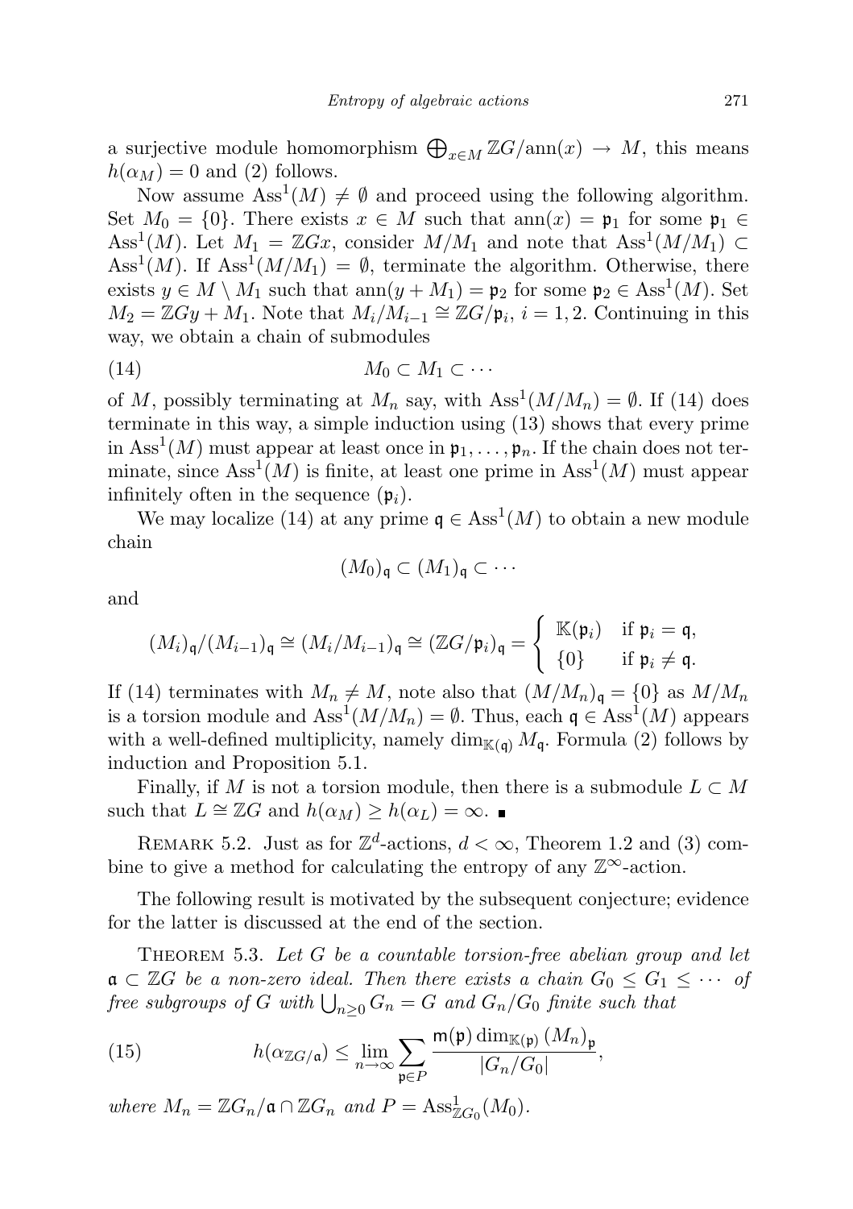a surjective module homomorphism $\bigoplus_{x\in M} \mathbb{Z}G/\mathrm{ann}(x) \to M$, this means $h(\alpha_M) = 0$ and (2) follows.

Now assume $\mathrm{Ass}^1(M) \neq \emptyset$ and proceed using the following algorithm. Set $M_0 = \{0\}$. There exists $x \in M$ such that $\mathrm{ann}(x) = \mathfrak{p}_1$ for some $\mathfrak{p}_1 \in \mathrm{Ass}^1(M)$. Let $M_1 = \mathbb{Z}Gx$, consider $M/M_1$ and note that $\mathrm{Ass}^1(M/M_1) \subset \mathrm{Ass}^1(M)$. If $\mathrm{Ass}^1(M/M_1) = \emptyset$, terminate the algorithm. Otherwise, there exists $y \in M \setminus M_1$ such that $\mathrm{ann}(y + M_1) = \mathfrak{p}_2$ for some $\mathfrak{p}_2 \in \mathrm{Ass}^1(M)$. Set $M_2 = \mathbb{Z}Gy + M_1$. Note that $M_i/M_{i-1} \cong \mathbb{Z}G/\mathfrak{p}_i$, $i = 1, 2$. Continuing in this way, we obtain a chain of submodules

$$M_0 \subset M_1 \subset \cdots \tag{14}$$

of $M$, possibly terminating at $M_n$ say, with $\mathrm{Ass}^1(M/M_n) = \emptyset$. If (14) does terminate in this way, a simple induction using (13) shows that every prime in $\mathrm{Ass}^1(M)$ must appear at least once in $\mathfrak{p}_1, \ldots, \mathfrak{p}_n$. If the chain does not terminate, since $\mathrm{Ass}^1(M)$ is finite, at least one prime in $\mathrm{Ass}^1(M)$ must appear infinitely often in the sequence $(\mathfrak{p}_i)$.

We may localize (14) at any prime $\mathfrak{q} \in \mathrm{Ass}^1(M)$ to obtain a new module chain

$$(M_0)_\mathfrak{q} \subset (M_1)_\mathfrak{q} \subset \cdots$$

and

$$(M_i)_\mathfrak{q}/(M_{i-1})_\mathfrak{q} \cong (M_i/M_{i-1})_\mathfrak{q} \cong (\mathbb{Z}G/\mathfrak{p}_i)_\mathfrak{q} = \begin{cases} \mathbb{K}(\mathfrak{p}_i) & \text{if } \mathfrak{p}_i = \mathfrak{q}, \\ \{0\} & \text{if } \mathfrak{p}_i \neq \mathfrak{q}. \end{cases}$$

If (14) terminates with $M_n \neq M$, note also that $(M/M_n)_\mathfrak{q} = \{0\}$ as $M/M_n$ is a torsion module and $\mathrm{Ass}^1(M/M_n) = \emptyset$. Thus, each $\mathfrak{q} \in \mathrm{Ass}^1(M)$ appears with a well-defined multiplicity, namely $\dim_{\mathbb{K}(\mathfrak{q})} M_\mathfrak{q}$. Formula (2) follows by induction and Proposition 5.1.

Finally, if $M$ is not a torsion module, then there is a submodule $L \subset M$ such that $L \cong \mathbb{Z}G$ and $h(\alpha_M) \geq h(\alpha_L) = \infty$. ∎

Remark 5.2. Just as for $\mathbb{Z}^d$-actions, $d < \infty$, Theorem 1.2 and (3) combine to give a method for calculating the entropy of any $\mathbb{Z}^\infty$-action.

The following result is motivated by the subsequent conjecture; evidence for the latter is discussed at the end of the section.

Theorem 5.3. *Let $G$ be a countable torsion-free abelian group and let $\mathfrak{a} \subset \mathbb{Z}G$ be a non-zero ideal. Then there exists a chain $G_0 \leq G_1 \leq \cdots$ of free subgroups of $G$ with $\bigcup_{n\geq 0} G_n = G$ and $G_n/G_0$ finite such that*

$$h(\alpha_{\mathbb{Z}G/\mathfrak{a}}) \leq \lim_{n\to\infty} \sum_{\mathfrak{p}\in P} \frac{\mathsf{m}(\mathfrak{p}) \dim_{\mathbb{K}(\mathfrak{p})} (M_n)_\mathfrak{p}}{|G_n/G_0|}, \tag{15}$$

*where $M_n = \mathbb{Z}G_n/\mathfrak{a} \cap \mathbb{Z}G_n$ and $P = \mathrm{Ass}^1_{\mathbb{Z}G_0}(M_0)$.*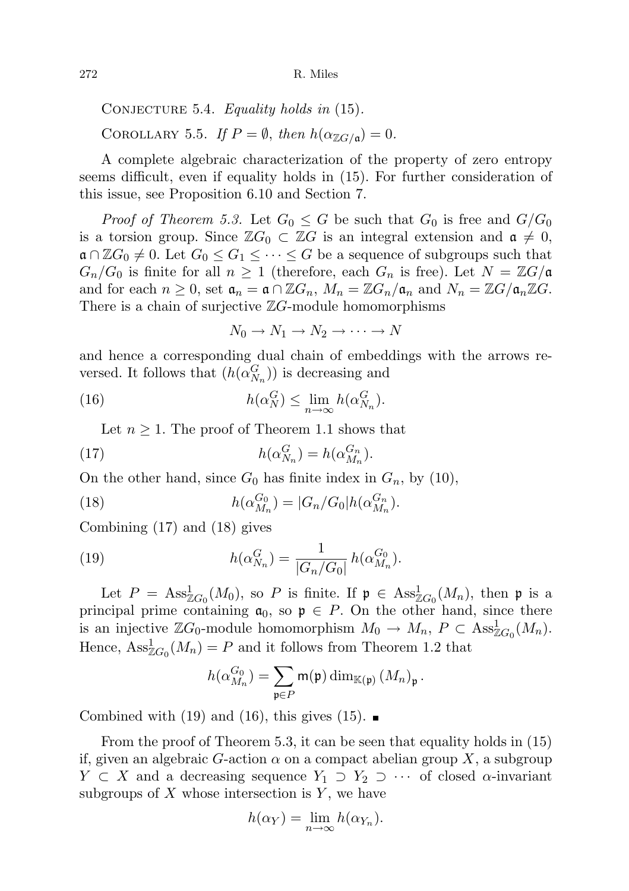Conjecture 5.4. *Equality holds in* (15).

Corollary 5.5. *If $P = \emptyset$, then $h(\alpha_{\mathbb{Z}G/\mathfrak{a}}) = 0$.*

A complete algebraic characterization of the property of zero entropy seems difficult, even if equality holds in (15). For further consideration of this issue, see Proposition 6.10 and Section 7.

*Proof of Theorem 5.3.* Let $G_0 \leq G$ be such that $G_0$ is free and $G/G_0$ is a torsion group. Since $\mathbb{Z}G_0 \subset \mathbb{Z}G$ is an integral extension and $\mathfrak{a} \neq 0$, $\mathfrak{a} \cap \mathbb{Z}G_0 \neq 0$. Let $G_0 \leq G_1 \leq \cdots \leq G$ be a sequence of subgroups such that $G_n/G_0$ is finite for all $n \geq 1$ (therefore, each $G_n$ is free). Let $N = \mathbb{Z}G/\mathfrak{a}$ and for each $n \geq 0$, set $\mathfrak{a}_n = \mathfrak{a} \cap \mathbb{Z}G_n$, $M_n = \mathbb{Z}G_n/\mathfrak{a}_n$ and $N_n = \mathbb{Z}G/\mathfrak{a}_n\mathbb{Z}G$. There is a chain of surjective $\mathbb{Z}G$-module homomorphisms

$$N_0 \to N_1 \to N_2 \to \cdots \to N$$

and hence a corresponding dual chain of embeddings with the arrows reversed. It follows that $(h(\alpha^G_{N_n}))$ is decreasing and

$$h(\alpha^G_N) \leq \lim_{n\to\infty} h(\alpha^G_{N_n}). \tag{16}$$

Let $n \geq 1$. The proof of Theorem 1.1 shows that

$$h(\alpha^G_{N_n}) = h(\alpha^{G_n}_{M_n}). \tag{17}$$

On the other hand, since $G_0$ has finite index in $G_n$, by (10),

$$h(\alpha^{G_0}_{M_n}) = |G_n/G_0| h(\alpha^{G_n}_{M_n}). \tag{18}$$

Combining (17) and (18) gives

$$h(\alpha^G_{N_n}) = \frac{1}{|G_n/G_0|}\, h(\alpha^{G_0}_{M_n}). \tag{19}$$

Let $P = \mathrm{Ass}^1_{\mathbb{Z}G_0}(M_0)$, so $P$ is finite. If $\mathfrak{p} \in \mathrm{Ass}^1_{\mathbb{Z}G_0}(M_n)$, then $\mathfrak{p}$ is a principal prime containing $\mathfrak{a}_0$, so $\mathfrak{p} \in P$. On the other hand, since there is an injective $\mathbb{Z}G_0$-module homomorphism $M_0 \to M_n$, $P \subset \mathrm{Ass}^1_{\mathbb{Z}G_0}(M_n)$. Hence, $\mathrm{Ass}^1_{\mathbb{Z}G_0}(M_n) = P$ and it follows from Theorem 1.2 that

$$h(\alpha^{G_0}_{M_n}) = \sum_{\mathfrak{p}\in P} \mathsf{m}(\mathfrak{p}) \dim_{\mathbb{K}(\mathfrak{p})} (M_n)_{\mathfrak{p}}\,.$$

Combined with (19) and (16), this gives (15). ■

From the proof of Theorem 5.3, it can be seen that equality holds in (15) if, given an algebraic $G$-action $\alpha$ on a compact abelian group $X$, a subgroup $Y \subset X$ and a decreasing sequence $Y_1 \supset Y_2 \supset \cdots$ of closed $\alpha$-invariant subgroups of $X$ whose intersection is $Y$, we have

$$h(\alpha_Y) = \lim_{n\to\infty} h(\alpha_{Y_n}).$$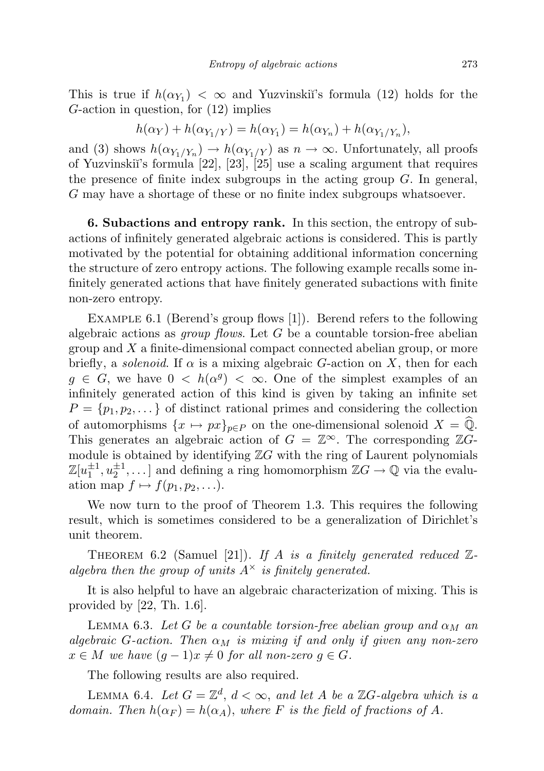This is true if $h(\alpha_{Y_1}) < \infty$ and Yuzvinskiĭ's formula (12) holds for the $G$-action in question, for (12) implies

$$h(\alpha_Y) + h(\alpha_{Y_1/Y}) = h(\alpha_{Y_1}) = h(\alpha_{Y_n}) + h(\alpha_{Y_1/Y_n}),$$

and (3) shows $h(\alpha_{Y_1/Y_n}) \to h(\alpha_{Y_1/Y})$ as $n \to \infty$. Unfortunately, all proofs of Yuzvinskiĭ's formula [22], [23], [25] use a scaling argument that requires the presence of finite index subgroups in the acting group $G$. In general, $G$ may have a shortage of these or no finite index subgroups whatsoever.

**6. Subactions and entropy rank.** In this section, the entropy of subactions of infinitely generated algebraic actions is considered. This is partly motivated by the potential for obtaining additional information concerning the structure of zero entropy actions. The following example recalls some infinitely generated actions that have finitely generated subactions with finite non-zero entropy.

Example 6.1 (Berend's group flows [1]). Berend refers to the following algebraic actions as *group flows*. Let $G$ be a countable torsion-free abelian group and $X$ a finite-dimensional compact connected abelian group, or more briefly, a *solenoid*. If $\alpha$ is a mixing algebraic $G$-action on $X$, then for each $g \in G$, we have $0 < h(\alpha^g) < \infty$. One of the simplest examples of an infinitely generated action of this kind is given by taking an infinite set $P = \{p_1, p_2, \dots\}$ of distinct rational primes and considering the collection of automorphisms $\{x \mapsto px\}_{p \in P}$ on the one-dimensional solenoid $X = \widehat{\mathbb{Q}}$. This generates an algebraic action of $G = \mathbb{Z}^\infty$. The corresponding $\mathbb{Z}G$-module is obtained by identifying $\mathbb{Z}G$ with the ring of Laurent polynomials $\mathbb{Z}[u_1^{\pm 1}, u_2^{\pm 1}, \dots]$ and defining a ring homomorphism $\mathbb{Z}G \to \mathbb{Q}$ via the evaluation map $f \mapsto f(p_1, p_2, \dots)$.

We now turn to the proof of Theorem 1.3. This requires the following result, which is sometimes considered to be a generalization of Dirichlet's unit theorem.

Theorem 6.2 (Samuel [21]). *If $A$ is a finitely generated reduced $\mathbb{Z}$-algebra then the group of units $A^\times$ is finitely generated.*

It is also helpful to have an algebraic characterization of mixing. This is provided by [22, Th. 1.6].

Lemma 6.3. *Let $G$ be a countable torsion-free abelian group and $\alpha_M$ an algebraic $G$-action. Then $\alpha_M$ is mixing if and only if given any non-zero $x \in M$ we have $(g-1)x \neq 0$ for all non-zero $g \in G$.*

The following results are also required.

Lemma 6.4. *Let $G = \mathbb{Z}^d$, $d < \infty$, and let $A$ be a $\mathbb{Z}G$-algebra which is a domain. Then $h(\alpha_F) = h(\alpha_A)$, where $F$ is the field of fractions of $A$.*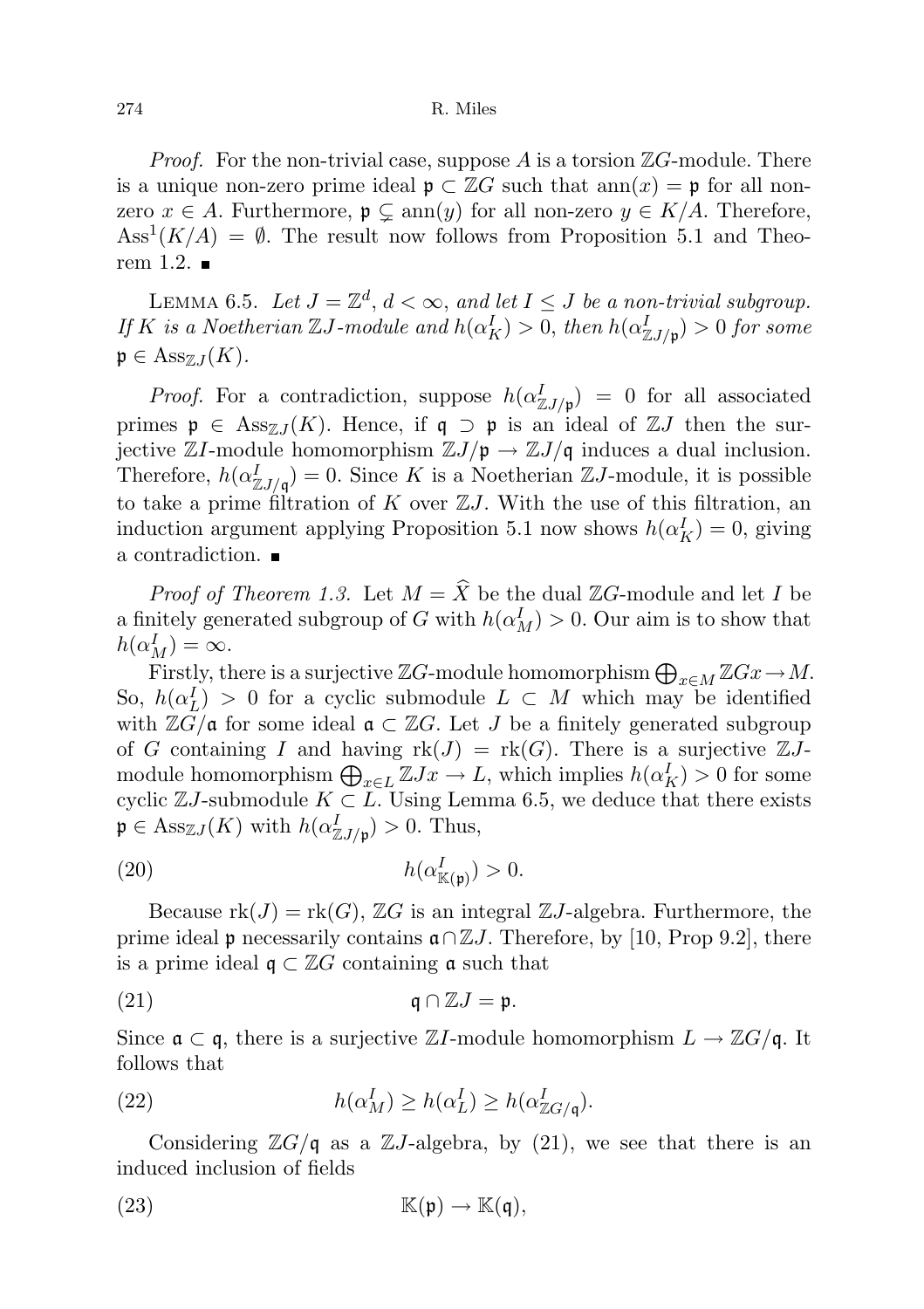*Proof.* For the non-trivial case, suppose $A$ is a torsion $\mathbb{Z}G$-module. There is a unique non-zero prime ideal $\mathfrak{p} \subset \mathbb{Z}G$ such that $\mathrm{ann}(x) = \mathfrak{p}$ for all non-zero $x \in A$. Furthermore, $\mathfrak{p} \subsetneq \mathrm{ann}(y)$ for all non-zero $y \in K/A$. Therefore, $\mathrm{Ass}^1(K/A) = \emptyset$. The result now follows from Proposition 5.1 and Theorem 1.2. ∎

LEMMA 6.5. *Let $J = \mathbb{Z}^d$, $d < \infty$, and let $I \leq J$ be a non-trivial subgroup. If $K$ is a Noetherian $\mathbb{Z}J$-module and $h(\alpha_K^I) > 0$, then $h(\alpha_{\mathbb{Z}J/\mathfrak{p}}^I) > 0$ for some $\mathfrak{p} \in \mathrm{Ass}_{\mathbb{Z}J}(K)$.*

*Proof.* For a contradiction, suppose $h(\alpha_{\mathbb{Z}J/\mathfrak{p}}^I) = 0$ for all associated primes $\mathfrak{p} \in \mathrm{Ass}_{\mathbb{Z}J}(K)$. Hence, if $\mathfrak{q} \supset \mathfrak{p}$ is an ideal of $\mathbb{Z}J$ then the surjective $\mathbb{Z}I$-module homomorphism $\mathbb{Z}J/\mathfrak{p} \to \mathbb{Z}J/\mathfrak{q}$ induces a dual inclusion. Therefore, $h(\alpha_{\mathbb{Z}J/\mathfrak{q}}^I) = 0$. Since $K$ is a Noetherian $\mathbb{Z}J$-module, it is possible to take a prime filtration of $K$ over $\mathbb{Z}J$. With the use of this filtration, an induction argument applying Proposition 5.1 now shows $h(\alpha_K^I) = 0$, giving a contradiction. ∎

*Proof of Theorem 1.3.* Let $M = \widehat{X}$ be the dual $\mathbb{Z}G$-module and let $I$ be a finitely generated subgroup of $G$ with $h(\alpha_M^I) > 0$. Our aim is to show that $h(\alpha_M^I) = \infty$.

Firstly, there is a surjective $\mathbb{Z}G$-module homomorphism $\bigoplus_{x \in M} \mathbb{Z}Gx \to M$. So, $h(\alpha_L^I) > 0$ for a cyclic submodule $L \subset M$ which may be identified with $\mathbb{Z}G/\mathfrak{a}$ for some ideal $\mathfrak{a} \subset \mathbb{Z}G$. Let $J$ be a finitely generated subgroup of $G$ containing $I$ and having $\mathrm{rk}(J) = \mathrm{rk}(G)$. There is a surjective $\mathbb{Z}J$-module homomorphism $\bigoplus_{x \in L} \mathbb{Z}Jx \to L$, which implies $h(\alpha_K^I) > 0$ for some cyclic $\mathbb{Z}J$-submodule $K \subset L$. Using Lemma 6.5, we deduce that there exists $\mathfrak{p} \in \mathrm{Ass}_{\mathbb{Z}J}(K)$ with $h(\alpha_{\mathbb{Z}J/\mathfrak{p}}^I) > 0$. Thus,

$$h(\alpha_{\mathbb{K}(\mathfrak{p})}^I) > 0. \tag{20}$$

Because $\mathrm{rk}(J) = \mathrm{rk}(G)$, $\mathbb{Z}G$ is an integral $\mathbb{Z}J$-algebra. Furthermore, the prime ideal $\mathfrak{p}$ necessarily contains $\mathfrak{a} \cap \mathbb{Z}J$. Therefore, by [10, Prop 9.2], there is a prime ideal $\mathfrak{q} \subset \mathbb{Z}G$ containing $\mathfrak{a}$ such that

$$\mathfrak{q} \cap \mathbb{Z}J = \mathfrak{p}. \tag{21}$$

Since $\mathfrak{a} \subset \mathfrak{q}$, there is a surjective $\mathbb{Z}I$-module homomorphism $L \to \mathbb{Z}G/\mathfrak{q}$. It follows that

$$h(\alpha_M^I) \geq h(\alpha_L^I) \geq h(\alpha_{\mathbb{Z}G/\mathfrak{q}}^I). \tag{22}$$

Considering $\mathbb{Z}G/\mathfrak{q}$ as a $\mathbb{Z}J$-algebra, by (21), we see that there is an induced inclusion of fields

$$\mathbb{K}(\mathfrak{p}) \to \mathbb{K}(\mathfrak{q}), \tag{23}$$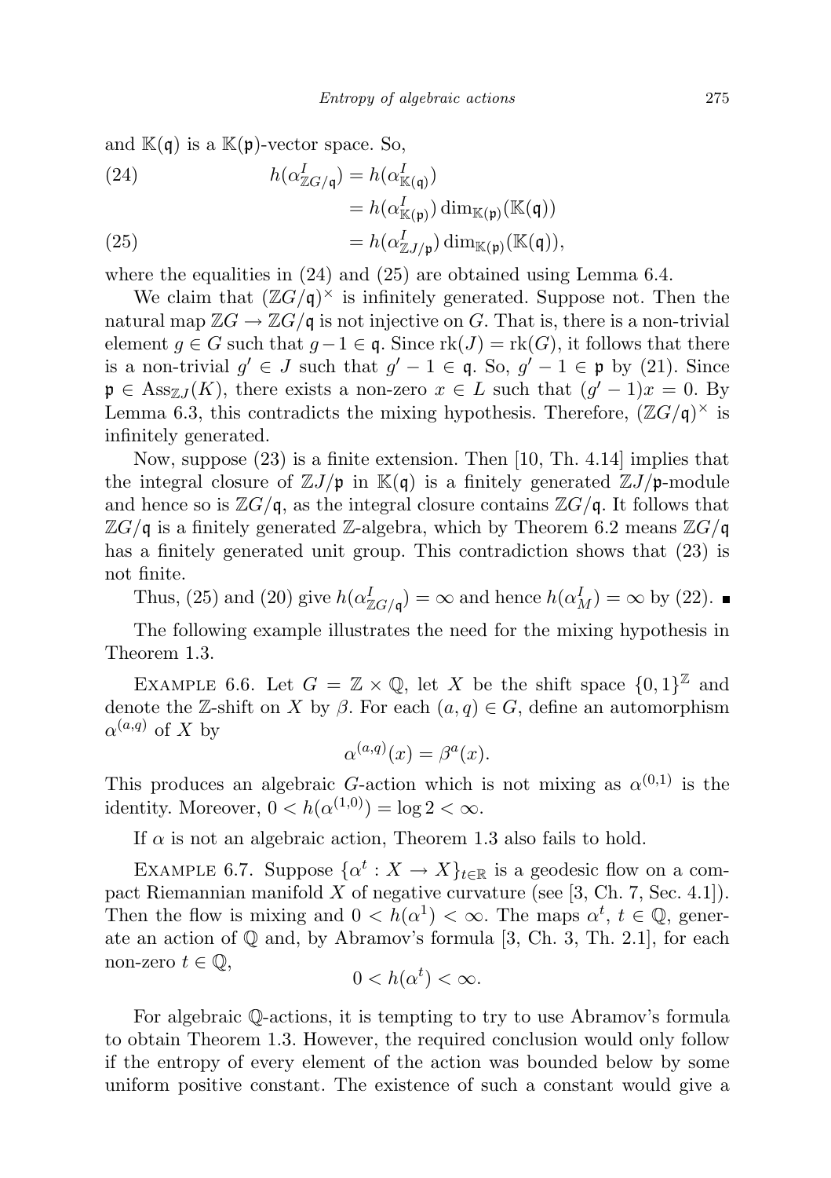and $\mathbb{K}(\mathfrak{q})$ is a $\mathbb{K}(\mathfrak{p})$-vector space. So,

$$
\begin{aligned}
(24) \qquad h(\alpha^I_{\mathbb{Z}G/\mathfrak{q}}) &= h(\alpha^I_{\mathbb{K}(\mathfrak{q})}) \\
&= h(\alpha^I_{\mathbb{K}(\mathfrak{p})}) \dim_{\mathbb{K}(\mathfrak{p})}(\mathbb{K}(\mathfrak{q})) \\
(25) \qquad &= h(\alpha^I_{\mathbb{Z}J/\mathfrak{p}}) \dim_{\mathbb{K}(\mathfrak{p})}(\mathbb{K}(\mathfrak{q})),
\end{aligned}
$$

where the equalities in (24) and (25) are obtained using Lemma 6.4.

We claim that $(\mathbb{Z}G/\mathfrak{q})^\times$ is infinitely generated. Suppose not. Then the natural map $\mathbb{Z}G \to \mathbb{Z}G/\mathfrak{q}$ is not injective on $G$. That is, there is a non-trivial element $g \in G$ such that $g-1 \in \mathfrak{q}$. Since $\mathrm{rk}(J) = \mathrm{rk}(G)$, it follows that there is a non-trivial $g' \in J$ such that $g'-1 \in \mathfrak{q}$. So, $g'-1 \in \mathfrak{p}$ by (21). Since $\mathfrak{p} \in \mathrm{Ass}_{\mathbb{Z}J}(K)$, there exists a non-zero $x \in L$ such that $(g'-1)x = 0$. By Lemma 6.3, this contradicts the mixing hypothesis. Therefore, $(\mathbb{Z}G/\mathfrak{q})^\times$ is infinitely generated.

Now, suppose (23) is a finite extension. Then [10, Th. 4.14] implies that the integral closure of $\mathbb{Z}J/\mathfrak{p}$ in $\mathbb{K}(\mathfrak{q})$ is a finitely generated $\mathbb{Z}J/\mathfrak{p}$-module and hence so is $\mathbb{Z}G/\mathfrak{q}$, as the integral closure contains $\mathbb{Z}G/\mathfrak{q}$. It follows that $\mathbb{Z}G/\mathfrak{q}$ is a finitely generated $\mathbb{Z}$-algebra, which by Theorem 6.2 means $\mathbb{Z}G/\mathfrak{q}$ has a finitely generated unit group. This contradiction shows that (23) is not finite.

Thus, (25) and (20) give $h(\alpha^I_{\mathbb{Z}G/\mathfrak{q}}) = \infty$ and hence $h(\alpha^I_M) = \infty$ by (22). ∎

The following example illustrates the need for the mixing hypothesis in Theorem 1.3.

Example 6.6. Let $G = \mathbb{Z} \times \mathbb{Q}$, let $X$ be the shift space $\{0,1\}^{\mathbb{Z}}$ and denote the $\mathbb{Z}$-shift on $X$ by $\beta$. For each $(a,q) \in G$, define an automorphism $\alpha^{(a,q)}$ of $X$ by

$$\alpha^{(a,q)}(x) = \beta^a(x).$$

This produces an algebraic $G$-action which is not mixing as $\alpha^{(0,1)}$ is the identity. Moreover, $0 < h(\alpha^{(1,0)}) = \log 2 < \infty$.

If $\alpha$ is not an algebraic action, Theorem 1.3 also fails to hold.

Example 6.7. Suppose $\{\alpha^t : X \to X\}_{t \in \mathbb{R}}$ is a geodesic flow on a compact Riemannian manifold $X$ of negative curvature (see [3, Ch. 7, Sec. 4.1]). Then the flow is mixing and $0 < h(\alpha^1) < \infty$. The maps $\alpha^t$, $t \in \mathbb{Q}$, generate an action of $\mathbb{Q}$ and, by Abramov's formula [3, Ch. 3, Th. 2.1], for each non-zero $t \in \mathbb{Q}$,

$$0 < h(\alpha^t) < \infty.$$

For algebraic $\mathbb{Q}$-actions, it is tempting to try to use Abramov's formula to obtain Theorem 1.3. However, the required conclusion would only follow if the entropy of every element of the action was bounded below by some uniform positive constant. The existence of such a constant would give a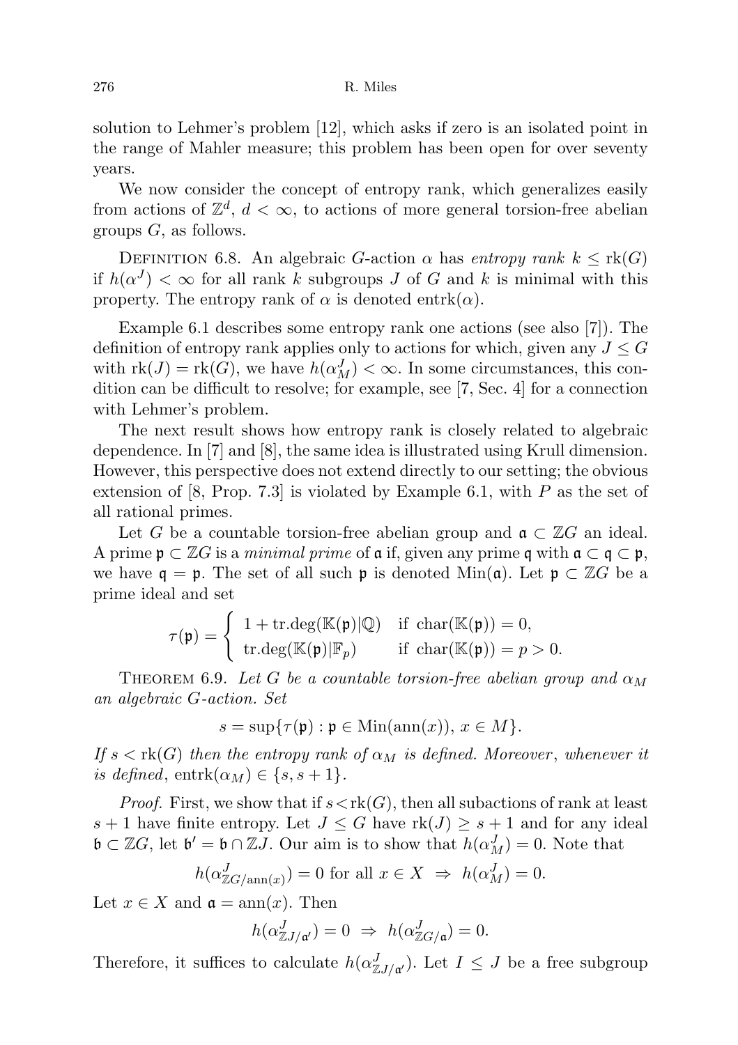solution to Lehmer's problem [12], which asks if zero is an isolated point in the range of Mahler measure; this problem has been open for over seventy years.

We now consider the concept of entropy rank, which generalizes easily from actions of $\mathbb{Z}^d$, $d < \infty$, to actions of more general torsion-free abelian groups $G$, as follows.

Definition 6.8. An algebraic $G$-action $\alpha$ has *entropy rank* $k \leq \mathrm{rk}(G)$ if $h(\alpha^J) < \infty$ for all rank $k$ subgroups $J$ of $G$ and $k$ is minimal with this property. The entropy rank of $\alpha$ is denoted $\mathrm{entrk}(\alpha)$.

Example 6.1 describes some entropy rank one actions (see also [7]). The definition of entropy rank applies only to actions for which, given any $J \leq G$ with $\mathrm{rk}(J) = \mathrm{rk}(G)$, we have $h(\alpha_M^J) < \infty$. In some circumstances, this condition can be difficult to resolve; for example, see [7, Sec. 4] for a connection with Lehmer's problem.

The next result shows how entropy rank is closely related to algebraic dependence. In [7] and [8], the same idea is illustrated using Krull dimension. However, this perspective does not extend directly to our setting; the obvious extension of [8, Prop. 7.3] is violated by Example 6.1, with $P$ as the set of all rational primes.

Let $G$ be a countable torsion-free abelian group and $\mathfrak{a} \subset \mathbb{Z}G$ an ideal. A prime $\mathfrak{p} \subset \mathbb{Z}G$ is a *minimal prime* of $\mathfrak{a}$ if, given any prime $\mathfrak{q}$ with $\mathfrak{a} \subset \mathfrak{q} \subset \mathfrak{p}$, we have $\mathfrak{q} = \mathfrak{p}$. The set of all such $\mathfrak{p}$ is denoted $\mathrm{Min}(\mathfrak{a})$. Let $\mathfrak{p} \subset \mathbb{Z}G$ be a prime ideal and set

$$\tau(\mathfrak{p}) = \begin{cases} 1 + \mathrm{tr.deg}(\mathbb{K}(\mathfrak{p})|\mathbb{Q}) & \text{if } \mathrm{char}(\mathbb{K}(\mathfrak{p})) = 0, \\ \mathrm{tr.deg}(\mathbb{K}(\mathfrak{p})|\mathbb{F}_p) & \text{if } \mathrm{char}(\mathbb{K}(\mathfrak{p})) = p > 0. \end{cases}$$

Theorem 6.9. *Let $G$ be a countable torsion-free abelian group and $\alpha_M$ an algebraic $G$-action. Set*

$$s = \sup\{\tau(\mathfrak{p}) : \mathfrak{p} \in \mathrm{Min}(\mathrm{ann}(x)),\ x \in M\}.$$

*If $s < \mathrm{rk}(G)$ then the entropy rank of $\alpha_M$ is defined. Moreover, whenever it is defined, $\mathrm{entrk}(\alpha_M) \in \{s, s+1\}$.*

*Proof.* First, we show that if $s < \mathrm{rk}(G)$, then all subactions of rank at least $s+1$ have finite entropy. Let $J \leq G$ have $\mathrm{rk}(J) \geq s+1$ and for any ideal $\mathfrak{b} \subset \mathbb{Z}G$, let $\mathfrak{b}' = \mathfrak{b} \cap \mathbb{Z}J$. Our aim is to show that $h(\alpha_M^J) = 0$. Note that

$$h(\alpha^J_{\mathbb{Z}G/\mathrm{ann}(x)}) = 0 \text{ for all } x \in X \ \Rightarrow \ h(\alpha_M^J) = 0.$$

Let $x \in X$ and $\mathfrak{a} = \mathrm{ann}(x)$. Then

$$h(\alpha^J_{\mathbb{Z}J/\mathfrak{a}'}) = 0 \ \Rightarrow \ h(\alpha^J_{\mathbb{Z}G/\mathfrak{a}}) = 0.$$

Therefore, it suffices to calculate $h(\alpha^J_{\mathbb{Z}J/\mathfrak{a}'})$. Let $I \leq J$ be a free subgroup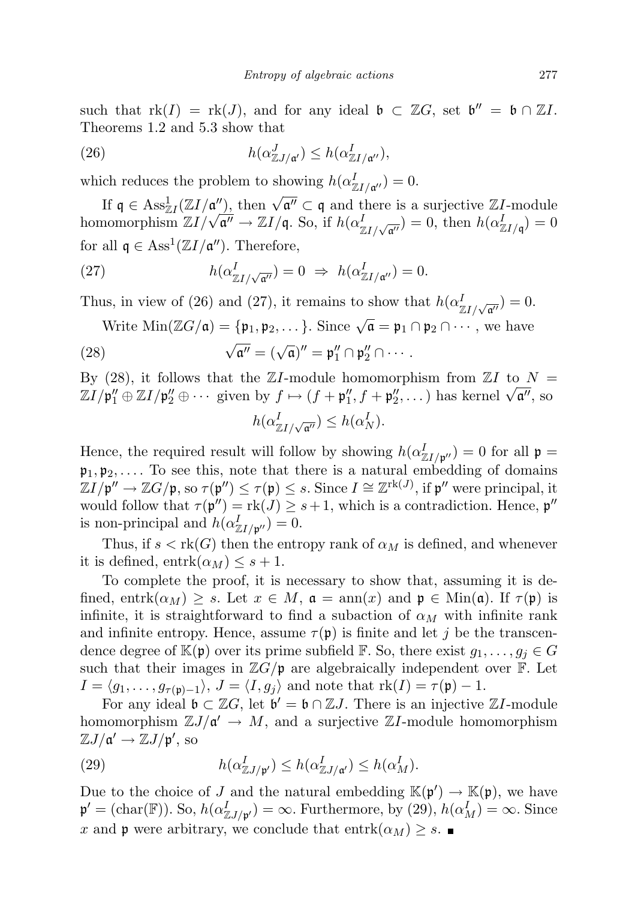such that $\mathrm{rk}(I) = \mathrm{rk}(J)$, and for any ideal $\mathfrak{b} \subset \mathbb{Z}G$, set $\mathfrak{b}'' = \mathfrak{b} \cap \mathbb{Z}I$. Theorems 1.2 and 5.3 show that

$$h(\alpha^J_{\mathbb{Z}J/\mathfrak{a}'}) \leq h(\alpha^I_{\mathbb{Z}I/\mathfrak{a}''}), \tag{26}$$

which reduces the problem to showing $h(\alpha^I_{\mathbb{Z}I/\mathfrak{a}''}) = 0$.

If $\mathfrak{q} \in \mathrm{Ass}^1_{\mathbb{Z}I}(\mathbb{Z}I/\mathfrak{a}'')$, then $\sqrt{\mathfrak{a}''} \subset \mathfrak{q}$ and there is a surjective $\mathbb{Z}I$-module homomorphism $\mathbb{Z}I/\sqrt{\mathfrak{a}''} \to \mathbb{Z}I/\mathfrak{q}$. So, if $h(\alpha^I_{\mathbb{Z}I/\sqrt{\mathfrak{a}''}}) = 0$, then $h(\alpha^I_{\mathbb{Z}I/\mathfrak{q}}) = 0$ for all $\mathfrak{q} \in \mathrm{Ass}^1(\mathbb{Z}I/\mathfrak{a}'')$. Therefore,

$$h(\alpha^I_{\mathbb{Z}I/\sqrt{\mathfrak{a}''}}) = 0 \ \Rightarrow \ h(\alpha^I_{\mathbb{Z}I/\mathfrak{a}''}) = 0. \tag{27}$$

Thus, in view of (26) and (27), it remains to show that $h(\alpha^I_{\mathbb{Z}I/\sqrt{\mathfrak{a}''}}) = 0$.

Write $\mathrm{Min}(\mathbb{Z}G/\mathfrak{a}) = \{\mathfrak{p}_1, \mathfrak{p}_2, \dots\}$. Since $\sqrt{\mathfrak{a}} = \mathfrak{p}_1 \cap \mathfrak{p}_2 \cap \cdots$, we have

$$\sqrt{\mathfrak{a}''} = (\sqrt{\mathfrak{a}})'' = \mathfrak{p}_1'' \cap \mathfrak{p}_2'' \cap \cdots. \tag{28}$$

By (28), it follows that the $\mathbb{Z}I$-module homomorphism from $\mathbb{Z}I$ to $N = \mathbb{Z}I/\mathfrak{p}_1'' \oplus \mathbb{Z}I/\mathfrak{p}_2'' \oplus \cdots$ given by $f \mapsto (f + \mathfrak{p}_1'', f + \mathfrak{p}_2'', \dots)$ has kernel $\sqrt{\mathfrak{a}''}$, so

$$h(\alpha^I_{\mathbb{Z}I/\sqrt{\mathfrak{a}''}}) \leq h(\alpha^I_N).$$

Hence, the required result will follow by showing $h(\alpha^I_{\mathbb{Z}I/\mathfrak{p}''}) = 0$ for all $\mathfrak{p} = \mathfrak{p}_1, \mathfrak{p}_2, \dots$. To see this, note that there is a natural embedding of domains $\mathbb{Z}I/\mathfrak{p}'' \to \mathbb{Z}G/\mathfrak{p}$, so $\tau(\mathfrak{p}'') \leq \tau(\mathfrak{p}) \leq s$. Since $I \cong \mathbb{Z}^{\mathrm{rk}(J)}$, if $\mathfrak{p}''$ were principal, it would follow that $\tau(\mathfrak{p}'') = \mathrm{rk}(J) \geq s+1$, which is a contradiction. Hence, $\mathfrak{p}''$ is non-principal and $h(\alpha^I_{\mathbb{Z}I/\mathfrak{p}''}) = 0$.

Thus, if $s < \mathrm{rk}(G)$ then the entropy rank of $\alpha_M$ is defined, and whenever it is defined, $\mathrm{entrk}(\alpha_M) \leq s+1$.

To complete the proof, it is necessary to show that, assuming it is defined, $\mathrm{entrk}(\alpha_M) \geq s$. Let $x \in M$, $\mathfrak{a} = \mathrm{ann}(x)$ and $\mathfrak{p} \in \mathrm{Min}(\mathfrak{a})$. If $\tau(\mathfrak{p})$ is infinite, it is straightforward to find a subaction of $\alpha_M$ with infinite rank and infinite entropy. Hence, assume $\tau(\mathfrak{p})$ is finite and let $j$ be the transcendence degree of $\mathbb{K}(\mathfrak{p})$ over its prime subfield $\mathbb{F}$. So, there exist $g_1, \dots, g_j \in G$ such that their images in $\mathbb{Z}G/\mathfrak{p}$ are algebraically independent over $\mathbb{F}$. Let $I = \langle g_1, \dots, g_{\tau(\mathfrak{p})-1}\rangle$, $J = \langle I, g_j\rangle$ and note that $\mathrm{rk}(I) = \tau(\mathfrak{p}) - 1$.

For any ideal $\mathfrak{b} \subset \mathbb{Z}G$, let $\mathfrak{b}' = \mathfrak{b} \cap \mathbb{Z}J$. There is an injective $\mathbb{Z}I$-module homomorphism $\mathbb{Z}J/\mathfrak{a}' \to M$, and a surjective $\mathbb{Z}I$-module homomorphism $\mathbb{Z}J/\mathfrak{a}' \to \mathbb{Z}J/\mathfrak{p}'$, so

$$h(\alpha^I_{\mathbb{Z}J/\mathfrak{p}'}) \leq h(\alpha^I_{\mathbb{Z}J/\mathfrak{a}'}) \leq h(\alpha^I_M). \tag{29}$$

Due to the choice of $J$ and the natural embedding $\mathbb{K}(\mathfrak{p}') \to \mathbb{K}(\mathfrak{p})$, we have $\mathfrak{p}' = (\mathrm{char}(\mathbb{F}))$. So, $h(\alpha^I_{\mathbb{Z}J/\mathfrak{p}'}) = \infty$. Furthermore, by (29), $h(\alpha^I_M) = \infty$. Since $x$ and $\mathfrak{p}$ were arbitrary, we conclude that $\mathrm{entrk}(\alpha_M) \geq s$. ∎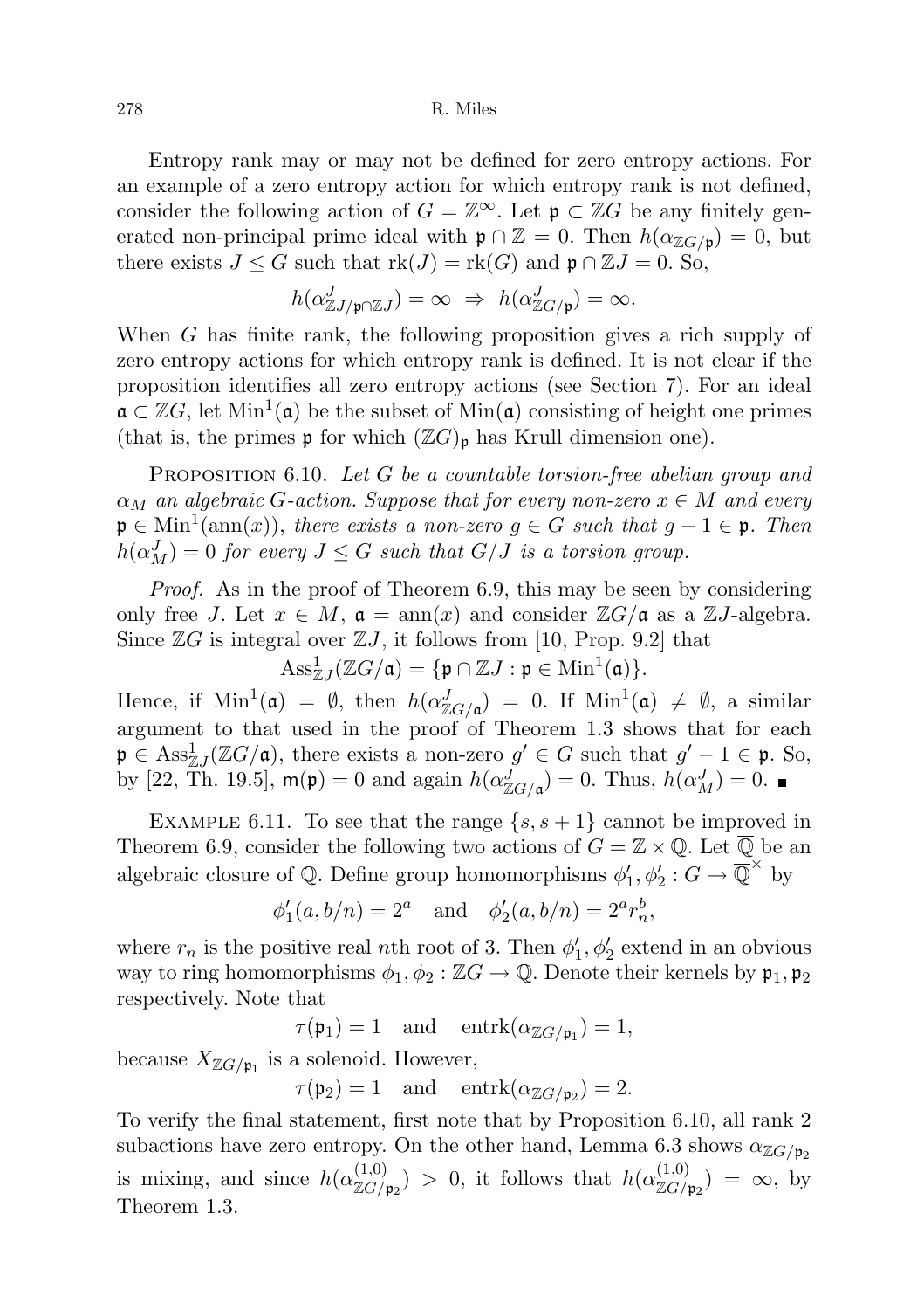Entropy rank may or may not be defined for zero entropy actions. For an example of a zero entropy action for which entropy rank is not defined, consider the following action of $G = \mathbb{Z}^{\infty}$. Let $\mathfrak{p} \subset \mathbb{Z}G$ be any finitely generated non-principal prime ideal with $\mathfrak{p} \cap \mathbb{Z} = 0$. Then $h(\alpha_{\mathbb{Z}G/\mathfrak{p}}) = 0$, but there exists $J \leq G$ such that $\mathrm{rk}(J) = \mathrm{rk}(G)$ and $\mathfrak{p} \cap \mathbb{Z}J = 0$. So,

$$h(\alpha^J_{\mathbb{Z}J/\mathfrak{p}\cap\mathbb{Z}J}) = \infty \ \Rightarrow \ h(\alpha^J_{\mathbb{Z}G/\mathfrak{p}}) = \infty.$$

When $G$ has finite rank, the following proposition gives a rich supply of zero entropy actions for which entropy rank is defined. It is not clear if the proposition identifies all zero entropy actions (see Section 7). For an ideal $\mathfrak{a} \subset \mathbb{Z}G$, let $\mathrm{Min}^1(\mathfrak{a})$ be the subset of $\mathrm{Min}(\mathfrak{a})$ consisting of height one primes (that is, the primes $\mathfrak{p}$ for which $(\mathbb{Z}G)_{\mathfrak{p}}$ has Krull dimension one).

Proposition 6.10. *Let $G$ be a countable torsion-free abelian group and $\alpha_M$ an algebraic $G$-action. Suppose that for every non-zero $x \in M$ and every $\mathfrak{p} \in \mathrm{Min}^1(\mathrm{ann}(x))$, there exists a non-zero $g \in G$ such that $g - 1 \in \mathfrak{p}$. Then $h(\alpha^J_M) = 0$ for every $J \leq G$ such that $G/J$ is a torsion group.*

*Proof.* As in the proof of Theorem 6.9, this may be seen by considering only free $J$. Let $x \in M$, $\mathfrak{a} = \mathrm{ann}(x)$ and consider $\mathbb{Z}G/\mathfrak{a}$ as a $\mathbb{Z}J$-algebra. Since $\mathbb{Z}G$ is integral over $\mathbb{Z}J$, it follows from [10, Prop. 9.2] that

$$\mathrm{Ass}^1_{\mathbb{Z}J}(\mathbb{Z}G/\mathfrak{a}) = \{\mathfrak{p} \cap \mathbb{Z}J : \mathfrak{p} \in \mathrm{Min}^1(\mathfrak{a})\}.$$

Hence, if $\mathrm{Min}^1(\mathfrak{a}) = \emptyset$, then $h(\alpha^J_{\mathbb{Z}G/\mathfrak{a}}) = 0$. If $\mathrm{Min}^1(\mathfrak{a}) \neq \emptyset$, a similar argument to that used in the proof of Theorem 1.3 shows that for each $\mathfrak{p} \in \mathrm{Ass}^1_{\mathbb{Z}J}(\mathbb{Z}G/\mathfrak{a})$, there exists a non-zero $g' \in G$ such that $g' - 1 \in \mathfrak{p}$. So, by [22, Th. 19.5], $\mathsf{m}(\mathfrak{p}) = 0$ and again $h(\alpha^J_{\mathbb{Z}G/\mathfrak{a}}) = 0$. Thus, $h(\alpha^J_M) = 0$. ∎

Example 6.11. To see that the range $\{s, s+1\}$ cannot be improved in Theorem 6.9, consider the following two actions of $G = \mathbb{Z} \times \mathbb{Q}$. Let $\overline{\mathbb{Q}}$ be an algebraic closure of $\mathbb{Q}$. Define group homomorphisms $\phi_1', \phi_2' : G \to \overline{\mathbb{Q}}^{\times}$ by

$$\phi_1'(a, b/n) = 2^a \quad \text{and} \quad \phi_2'(a, b/n) = 2^a r_n^b,$$

where $r_n$ is the positive real $n$th root of 3. Then $\phi_1', \phi_2'$ extend in an obvious way to ring homomorphisms $\phi_1, \phi_2 : \mathbb{Z}G \to \overline{\mathbb{Q}}$. Denote their kernels by $\mathfrak{p}_1, \mathfrak{p}_2$ respectively. Note that

$$\tau(\mathfrak{p}_1) = 1 \quad \text{and} \quad \mathrm{entrk}(\alpha_{\mathbb{Z}G/\mathfrak{p}_1}) = 1,$$

because $X_{\mathbb{Z}G/\mathfrak{p}_1}$ is a solenoid. However,

$$\tau(\mathfrak{p}_2) = 1 \quad \text{and} \quad \mathrm{entrk}(\alpha_{\mathbb{Z}G/\mathfrak{p}_2}) = 2.$$

To verify the final statement, first note that by Proposition 6.10, all rank 2 subactions have zero entropy. On the other hand, Lemma 6.3 shows $\alpha_{\mathbb{Z}G/\mathfrak{p}_2}$ is mixing, and since $h(\alpha^{(1,0)}_{\mathbb{Z}G/\mathfrak{p}_2}) > 0$, it follows that $h(\alpha^{(1,0)}_{\mathbb{Z}G/\mathfrak{p}_2}) = \infty$, by Theorem 1.3.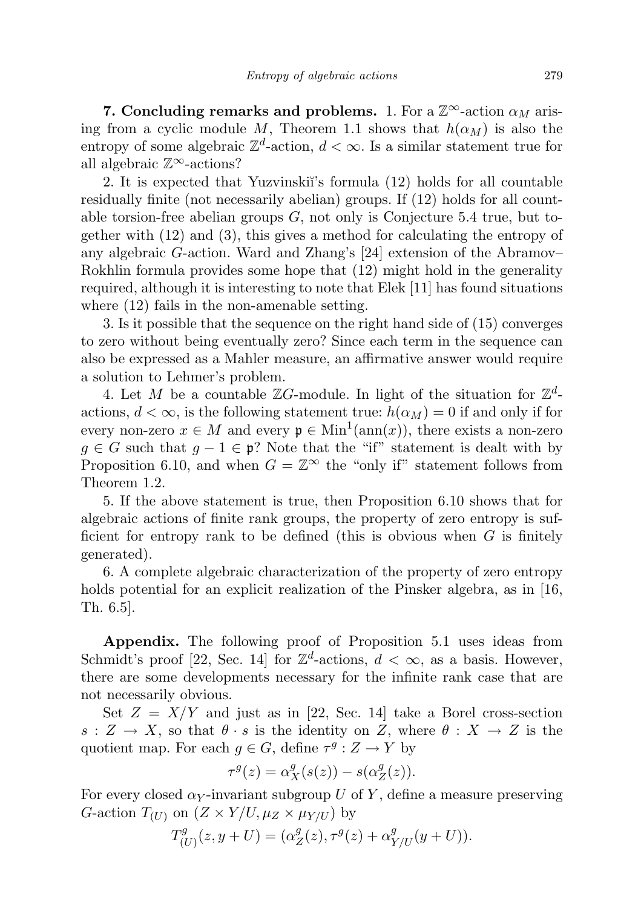**7. Concluding remarks and problems.** 1. For a $\mathbb{Z}^\infty$-action $\alpha_M$ arising from a cyclic module $M$, Theorem 1.1 shows that $h(\alpha_M)$ is also the entropy of some algebraic $\mathbb{Z}^d$-action, $d < \infty$. Is a similar statement true for all algebraic $\mathbb{Z}^\infty$-actions?

2. It is expected that Yuzvinskiĭ's formula (12) holds for all countable residually finite (not necessarily abelian) groups. If (12) holds for all countable torsion-free abelian groups $G$, not only is Conjecture 5.4 true, but together with (12) and (3), this gives a method for calculating the entropy of any algebraic $G$-action. Ward and Zhang's [24] extension of the Abramov–Rokhlin formula provides some hope that (12) might hold in the generality required, although it is interesting to note that Elek [11] has found situations where (12) fails in the non-amenable setting.

3. Is it possible that the sequence on the right hand side of (15) converges to zero without being eventually zero? Since each term in the sequence can also be expressed as a Mahler measure, an affirmative answer would require a solution to Lehmer's problem.

4. Let $M$ be a countable $\mathbb{Z}G$-module. In light of the situation for $\mathbb{Z}^d$-actions, $d < \infty$, is the following statement true: $h(\alpha_M) = 0$ if and only if for every non-zero $x \in M$ and every $\mathfrak{p} \in \mathrm{Min}^1(\mathrm{ann}(x))$, there exists a non-zero $g \in G$ such that $g - 1 \in \mathfrak{p}$? Note that the "if" statement is dealt with by Proposition 6.10, and when $G = \mathbb{Z}^\infty$ the "only if" statement follows from Theorem 1.2.

5. If the above statement is true, then Proposition 6.10 shows that for algebraic actions of finite rank groups, the property of zero entropy is sufficient for entropy rank to be defined (this is obvious when $G$ is finitely generated).

6. A complete algebraic characterization of the property of zero entropy holds potential for an explicit realization of the Pinsker algebra, as in [16, Th. 6.5].

**Appendix.** The following proof of Proposition 5.1 uses ideas from Schmidt's proof [22, Sec. 14] for $\mathbb{Z}^d$-actions, $d < \infty$, as a basis. However, there are some developments necessary for the infinite rank case that are not necessarily obvious.

Set $Z = X/Y$ and just as in [22, Sec. 14] take a Borel cross-section $s : Z \to X$, so that $\theta \cdot s$ is the identity on $Z$, where $\theta : X \to Z$ is the quotient map. For each $g \in G$, define $\tau^g : Z \to Y$ by

$$\tau^g(z) = \alpha_X^g(s(z)) - s(\alpha_Z^g(z)).$$

For every closed $\alpha_Y$-invariant subgroup $U$ of $Y$, define a measure preserving $G$-action $T_{(U)}$ on $(Z \times Y/U, \mu_Z \times \mu_{Y/U})$ by

$$T_{(U)}^g(z, y + U) = (\alpha_Z^g(z), \tau^g(z) + \alpha_{Y/U}^g(y + U)).$$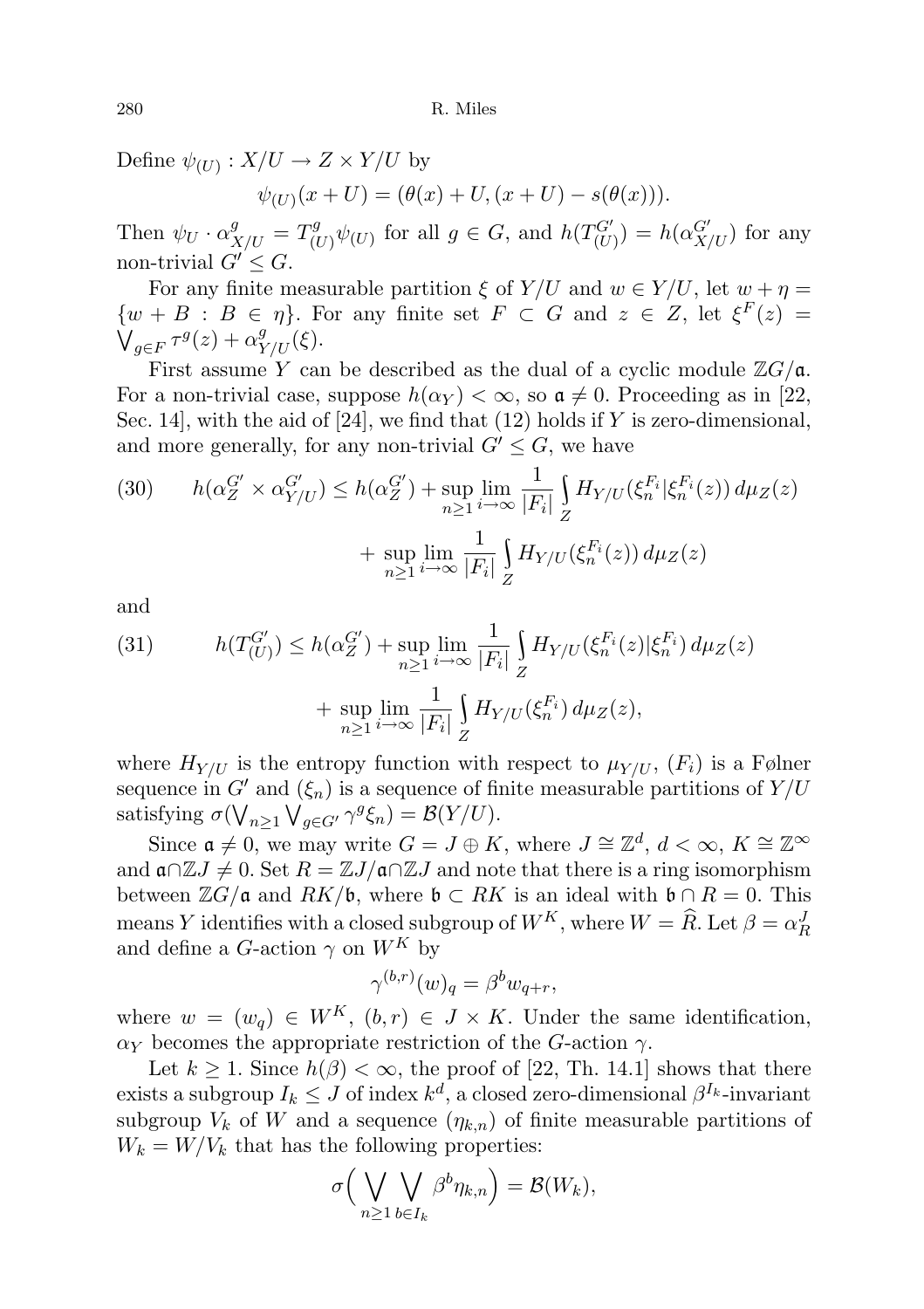Define $\psi_{(U)} : X/U \to Z \times Y/U$ by

$$\psi_{(U)}(x+U) = (\theta(x) + U, (x+U) - s(\theta(x))).$$

Then $\psi_U \cdot \alpha^g_{X/U} = T^g_{(U)}\psi_{(U)}$ for all $g \in G$, and $h(T^{G'}_{(U)}) = h(\alpha^{G'}_{X/U})$ for any non-trivial $G' \leq G$.

For any finite measurable partition $\xi$ of $Y/U$ and $w \in Y/U$, let $w + \eta = \{w + B : B \in \eta\}$. For any finite set $F \subset G$ and $z \in Z$, let $\xi^F(z) = \bigvee_{g \in F} \tau^g(z) + \alpha^g_{Y/U}(\xi)$.

First assume $Y$ can be described as the dual of a cyclic module $\mathbb{Z}G/\mathfrak{a}$. For a non-trivial case, suppose $h(\alpha_Y) < \infty$, so $\mathfrak{a} \neq 0$. Proceeding as in [22, Sec. 14], with the aid of [24], we find that (12) holds if $Y$ is zero-dimensional, and more generally, for any non-trivial $G' \leq G$, we have

$$h(\alpha^{G'}_Z \times \alpha^{G'}_{Y/U}) \leq h(\alpha^{G'}_Z) + \sup_{n\geq 1} \lim_{i\to\infty} \frac{1}{|F_i|} \int_Z H_{Y/U}(\xi^{F_i}_n | \xi^{F_i}_n(z))\, d\mu_Z(z) + \sup_{n\geq 1} \lim_{i\to\infty} \frac{1}{|F_i|} \int_Z H_{Y/U}(\xi^{F_i}_n(z))\, d\mu_Z(z) \tag{30}$$

and

$$h(T^{G'}_{(U)}) \leq h(\alpha^{G'}_Z) + \sup_{n\geq 1} \lim_{i\to\infty} \frac{1}{|F_i|} \int_Z H_{Y/U}(\xi^{F_i}_n(z) | \xi^{F_i}_n)\, d\mu_Z(z) + \sup_{n\geq 1} \lim_{i\to\infty} \frac{1}{|F_i|} \int_Z H_{Y/U}(\xi^{F_i}_n)\, d\mu_Z(z), \tag{31}$$

where $H_{Y/U}$ is the entropy function with respect to $\mu_{Y/U}$, $(F_i)$ is a Følner sequence in $G'$ and $(\xi_n)$ is a sequence of finite measurable partitions of $Y/U$ satisfying $\sigma(\bigvee_{n\geq 1} \bigvee_{g\in G'} \gamma^g \xi_n) = \mathcal{B}(Y/U)$.

Since $\mathfrak{a} \neq 0$, we may write $G = J \oplus K$, where $J \cong \mathbb{Z}^d$, $d < \infty$, $K \cong \mathbb{Z}^\infty$ and $\mathfrak{a} \cap \mathbb{Z}J \neq 0$. Set $R = \mathbb{Z}J/\mathfrak{a}\cap\mathbb{Z}J$ and note that there is a ring isomorphism between $\mathbb{Z}G/\mathfrak{a}$ and $RK/\mathfrak{b}$, where $\mathfrak{b} \subset RK$ is an ideal with $\mathfrak{b} \cap R = 0$. This means $Y$ identifies with a closed subgroup of $W^K$, where $W = \widehat{R}$. Let $\beta = \alpha^J_R$ and define a $G$-action $\gamma$ on $W^K$ by

$$\gamma^{(b,r)}(w)_q = \beta^b w_{q+r},$$

where $w = (w_q) \in W^K$, $(b,r) \in J \times K$. Under the same identification, $\alpha_Y$ becomes the appropriate restriction of the $G$-action $\gamma$.

Let $k \geq 1$. Since $h(\beta) < \infty$, the proof of [22, Th. 14.1] shows that there exists a subgroup $I_k \leq J$ of index $k^d$, a closed zero-dimensional $\beta^{I_k}$-invariant subgroup $V_k$ of $W$ and a sequence $(\eta_{k,n})$ of finite measurable partitions of $W_k = W/V_k$ that has the following properties:

$$\sigma\Big(\bigvee_{n\geq 1} \bigvee_{b\in I_k} \beta^b \eta_{k,n}\Big) = \mathcal{B}(W_k),$$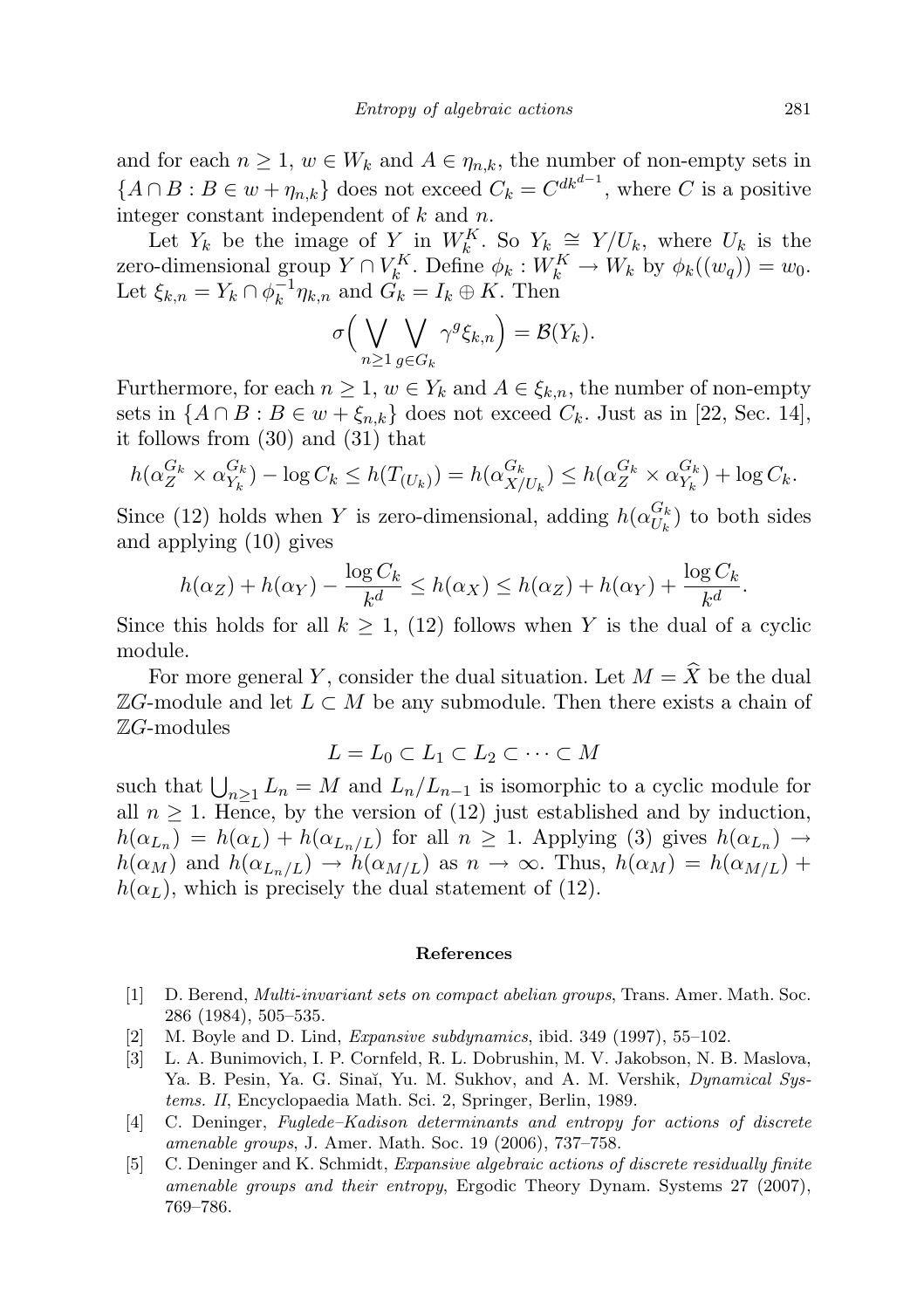and for each $n \geq 1$, $w \in W_k$ and $A \in \eta_{n,k}$, the number of non-empty sets in $\{A \cap B : B \in w + \eta_{n,k}\}$ does not exceed $C_k = C^{dk^{d-1}}$, where $C$ is a positive integer constant independent of $k$ and $n$.

Let $Y_k$ be the image of $Y$ in $W_k^K$. So $Y_k \cong Y/U_k$, where $U_k$ is the zero-dimensional group $Y \cap V_k^K$. Define $\phi_k : W_k^K \to W_k$ by $\phi_k((w_q)) = w_0$. Let $\xi_{k,n} = Y_k \cap \phi_k^{-1}\eta_{k,n}$ and $G_k = I_k \oplus K$. Then

$$\sigma\Big(\bigvee_{n\geq 1}\bigvee_{g\in G_k} \gamma^g \xi_{k,n}\Big) = \mathcal{B}(Y_k).$$

Furthermore, for each $n \geq 1$, $w \in Y_k$ and $A \in \xi_{k,n}$, the number of non-empty sets in $\{A \cap B : B \in w + \xi_{n,k}\}$ does not exceed $C_k$. Just as in [22, Sec. 14], it follows from (30) and (31) that

$$h(\alpha_Z^{G_k} \times \alpha_{Y_k}^{G_k}) - \log C_k \leq h(T_{(U_k)}) = h(\alpha_{X/U_k}^{G_k}) \leq h(\alpha_Z^{G_k} \times \alpha_{Y_k}^{G_k}) + \log C_k.$$

Since (12) holds when $Y$ is zero-dimensional, adding $h(\alpha_{U_k}^{G_k})$ to both sides and applying (10) gives

$$h(\alpha_Z) + h(\alpha_Y) - \frac{\log C_k}{k^d} \leq h(\alpha_X) \leq h(\alpha_Z) + h(\alpha_Y) + \frac{\log C_k}{k^d}.$$

Since this holds for all $k \geq 1$, (12) follows when $Y$ is the dual of a cyclic module.

For more general $Y$, consider the dual situation. Let $M = \widehat{X}$ be the dual $\mathbb{Z}G$-module and let $L \subset M$ be any submodule. Then there exists a chain of $\mathbb{Z}G$-modules

$$L = L_0 \subset L_1 \subset L_2 \subset \cdots \subset M$$

such that $\bigcup_{n\geq 1} L_n = M$ and $L_n/L_{n-1}$ is isomorphic to a cyclic module for all $n \geq 1$. Hence, by the version of (12) just established and by induction, $h(\alpha_{L_n}) = h(\alpha_L) + h(\alpha_{L_n/L})$ for all $n \geq 1$. Applying (3) gives $h(\alpha_{L_n}) \to h(\alpha_M)$ and $h(\alpha_{L_n/L}) \to h(\alpha_{M/L})$ as $n \to \infty$. Thus, $h(\alpha_M) = h(\alpha_{M/L}) + h(\alpha_L)$, which is precisely the dual statement of (12).

## References

[1] D. Berend, *Multi-invariant sets on compact abelian groups*, Trans. Amer. Math. Soc. 286 (1984), 505–535.

[2] M. Boyle and D. Lind, *Expansive subdynamics*, ibid. 349 (1997), 55–102.

[3] L. A. Bunimovich, I. P. Cornfeld, R. L. Dobrushin, M. V. Jakobson, N. B. Maslova, Ya. B. Pesin, Ya. G. Sinaĭ, Yu. M. Sukhov, and A. M. Vershik, *Dynamical Systems. II*, Encyclopaedia Math. Sci. 2, Springer, Berlin, 1989.

[4] C. Deninger, *Fuglede–Kadison determinants and entropy for actions of discrete amenable groups*, J. Amer. Math. Soc. 19 (2006), 737–758.

[5] C. Deninger and K. Schmidt, *Expansive algebraic actions of discrete residually finite amenable groups and their entropy*, Ergodic Theory Dynam. Systems 27 (2007), 769–786.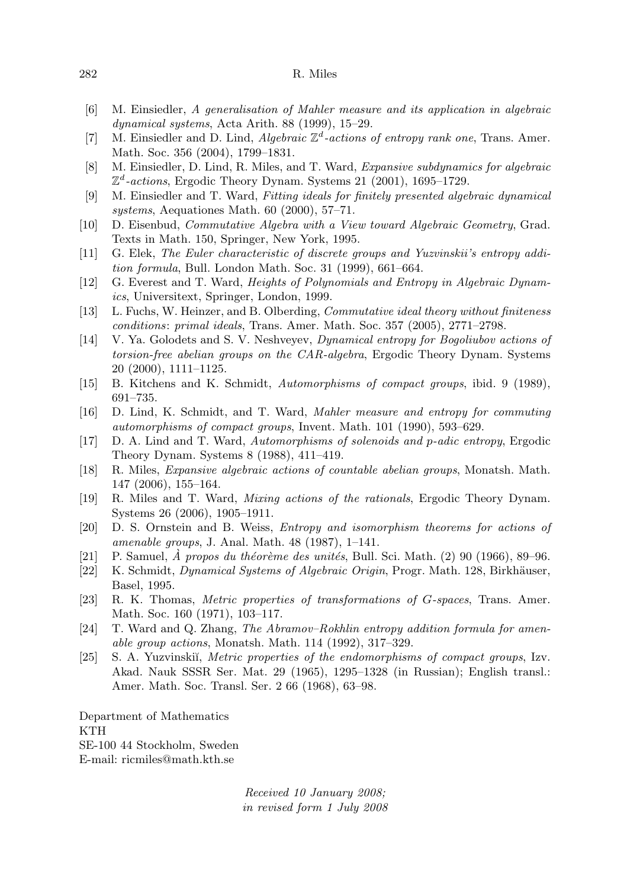[6] M. Einsiedler, *A generalisation of Mahler measure and its application in algebraic dynamical systems*, Acta Arith. 88 (1999), 15–29.

[7] M. Einsiedler and D. Lind, *Algebraic $\mathbb{Z}^d$-actions of entropy rank one*, Trans. Amer. Math. Soc. 356 (2004), 1799–1831.

[8] M. Einsiedler, D. Lind, R. Miles, and T. Ward, *Expansive subdynamics for algebraic $\mathbb{Z}^d$-actions*, Ergodic Theory Dynam. Systems 21 (2001), 1695–1729.

[9] M. Einsiedler and T. Ward, *Fitting ideals for finitely presented algebraic dynamical systems*, Aequationes Math. 60 (2000), 57–71.

[10] D. Eisenbud, *Commutative Algebra with a View toward Algebraic Geometry*, Grad. Texts in Math. 150, Springer, New York, 1995.

[11] G. Elek, *The Euler characteristic of discrete groups and Yuzvinskii's entropy addition formula*, Bull. London Math. Soc. 31 (1999), 661–664.

[12] G. Everest and T. Ward, *Heights of Polynomials and Entropy in Algebraic Dynamics*, Universitext, Springer, London, 1999.

[13] L. Fuchs, W. Heinzer, and B. Olberding, *Commutative ideal theory without finiteness conditions: primal ideals*, Trans. Amer. Math. Soc. 357 (2005), 2771–2798.

[14] V. Ya. Golodets and S. V. Neshveyev, *Dynamical entropy for Bogoliubov actions of torsion-free abelian groups on the CAR-algebra*, Ergodic Theory Dynam. Systems 20 (2000), 1111–1125.

[15] B. Kitchens and K. Schmidt, *Automorphisms of compact groups*, ibid. 9 (1989), 691–735.

[16] D. Lind, K. Schmidt, and T. Ward, *Mahler measure and entropy for commuting automorphisms of compact groups*, Invent. Math. 101 (1990), 593–629.

[17] D. A. Lind and T. Ward, *Automorphisms of solenoids and p-adic entropy*, Ergodic Theory Dynam. Systems 8 (1988), 411–419.

[18] R. Miles, *Expansive algebraic actions of countable abelian groups*, Monatsh. Math. 147 (2006), 155–164.

[19] R. Miles and T. Ward, *Mixing actions of the rationals*, Ergodic Theory Dynam. Systems 26 (2006), 1905–1911.

[20] D. S. Ornstein and B. Weiss, *Entropy and isomorphism theorems for actions of amenable groups*, J. Anal. Math. 48 (1987), 1–141.

[21] P. Samuel, *À propos du théorème des unités*, Bull. Sci. Math. (2) 90 (1966), 89–96.

[22] K. Schmidt, *Dynamical Systems of Algebraic Origin*, Progr. Math. 128, Birkhäuser, Basel, 1995.

[23] R. K. Thomas, *Metric properties of transformations of G-spaces*, Trans. Amer. Math. Soc. 160 (1971), 103–117.

[24] T. Ward and Q. Zhang, *The Abramov–Rokhlin entropy addition formula for amenable group actions*, Monatsh. Math. 114 (1992), 317–329.

[25] S. A. Yuzvinskiĭ, *Metric properties of the endomorphisms of compact groups*, Izv. Akad. Nauk SSSR Ser. Mat. 29 (1965), 1295–1328 (in Russian); English transl.: Amer. Math. Soc. Transl. Ser. 2 66 (1968), 63–98.

Department of Mathematics
KTH
SE-100 44 Stockholm, Sweden
E-mail: ricmiles@math.kth.se

*Received 10 January 2008;*
*in revised form 1 July 2008*